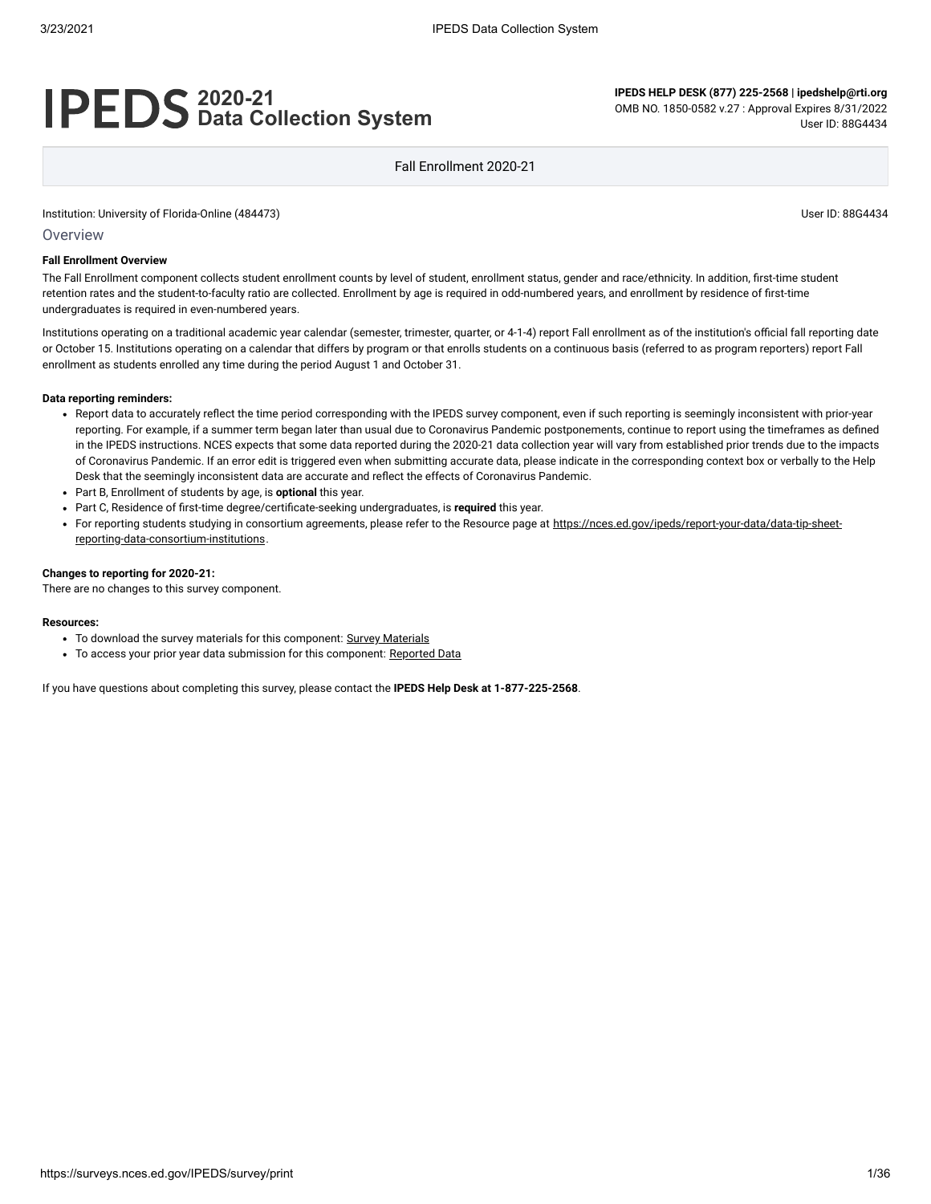# IPEDS 2020-21 Data Collection System

**IPEDS HELP DESK (877) 225-2568 | ipedshelp@rti.org**
OMB NO. 1850-0582 v.27 : Approval Expires 8/31/2022
User ID: 88G4434

Fall Enrollment 2020-21

Institution: University of Florida-Online (484473)

User ID: 88G4434

## Overview

**Fall Enrollment Overview**

The Fall Enrollment component collects student enrollment counts by level of student, enrollment status, gender and race/ethnicity. In addition, first-time student retention rates and the student-to-faculty ratio are collected. Enrollment by age is required in odd-numbered years, and enrollment by residence of first-time undergraduates is required in even-numbered years.

Institutions operating on a traditional academic year calendar (semester, trimester, quarter, or 4-1-4) report Fall enrollment as of the institution's official fall reporting date or October 15. Institutions operating on a calendar that differs by program or that enrolls students on a continuous basis (referred to as program reporters) report Fall enrollment as students enrolled any time during the period August 1 and October 31.

**Data reporting reminders:**

- Report data to accurately reflect the time period corresponding with the IPEDS survey component, even if such reporting is seemingly inconsistent with prior-year reporting. For example, if a summer term began later than usual due to Coronavirus Pandemic postponements, continue to report using the timeframes as defined in the IPEDS instructions. NCES expects that some data reported during the 2020-21 data collection year will vary from established prior trends due to the impacts of Coronavirus Pandemic. If an error edit is triggered even when submitting accurate data, please indicate in the corresponding context box or verbally to the Help Desk that the seemingly inconsistent data are accurate and reflect the effects of Coronavirus Pandemic.
- Part B, Enrollment of students by age, is **optional** this year.
- Part C, Residence of first-time degree/certificate-seeking undergraduates, is **required** this year.
- For reporting students studying in consortium agreements, please refer to the Resource page at https://nces.ed.gov/ipeds/report-your-data/data-tip-sheet-reporting-data-consortium-institutions.

**Changes to reporting for 2020-21:**

There are no changes to this survey component.

**Resources:**

- To download the survey materials for this component: Survey Materials
- To access your prior year data submission for this component: Reported Data

If you have questions about completing this survey, please contact the **IPEDS Help Desk at 1-877-225-2568**.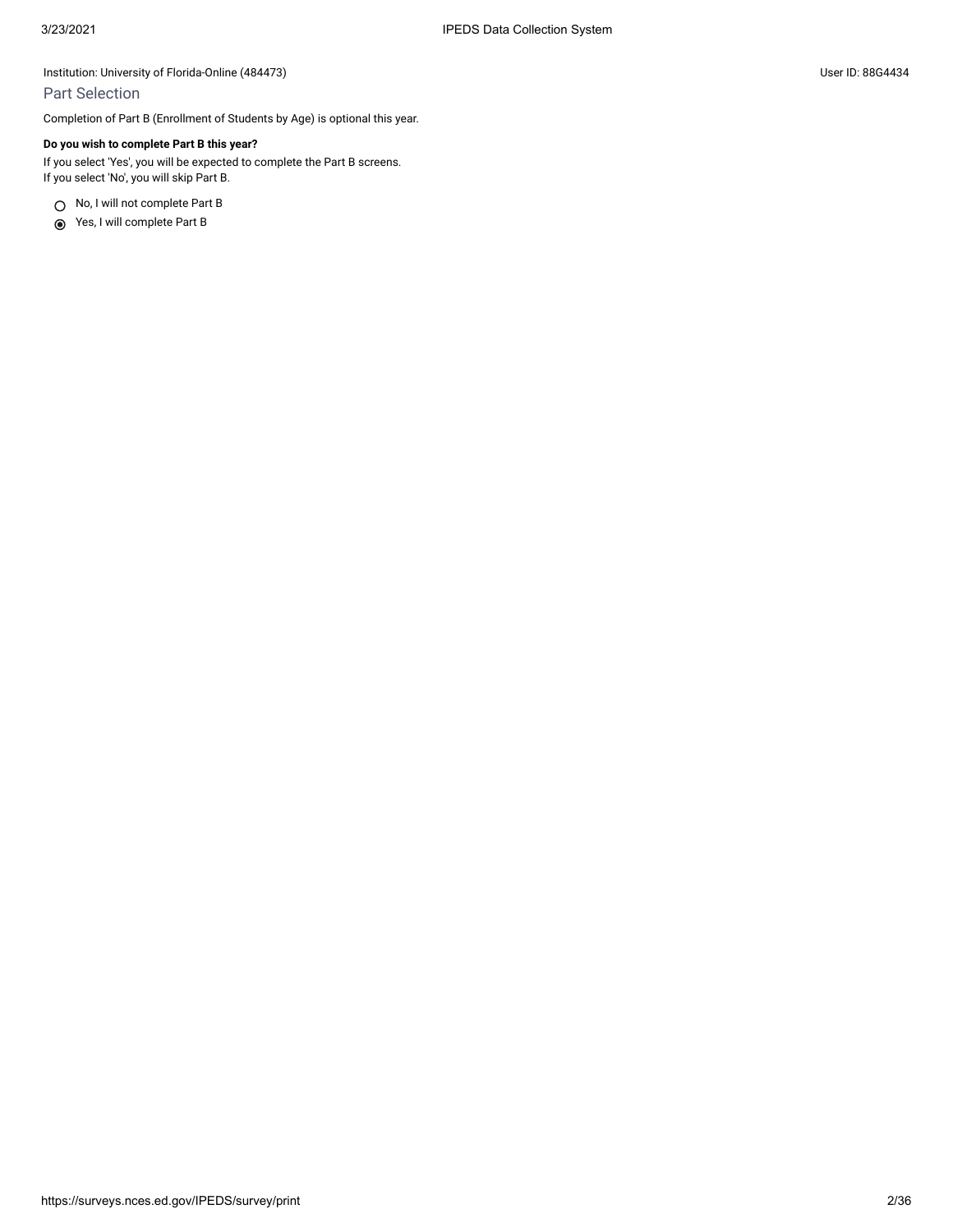Institution: University of Florida-Online (484473)

User ID: 88G4434

## Part Selection

Completion of Part B (Enrollment of Students by Age) is optional this year.

**Do you wish to complete Part B this year?**

If you select 'Yes', you will be expected to complete the Part B screens.
If you select 'No', you will skip Part B.

- ○ No, I will not complete Part B
- ◉ Yes, I will complete Part B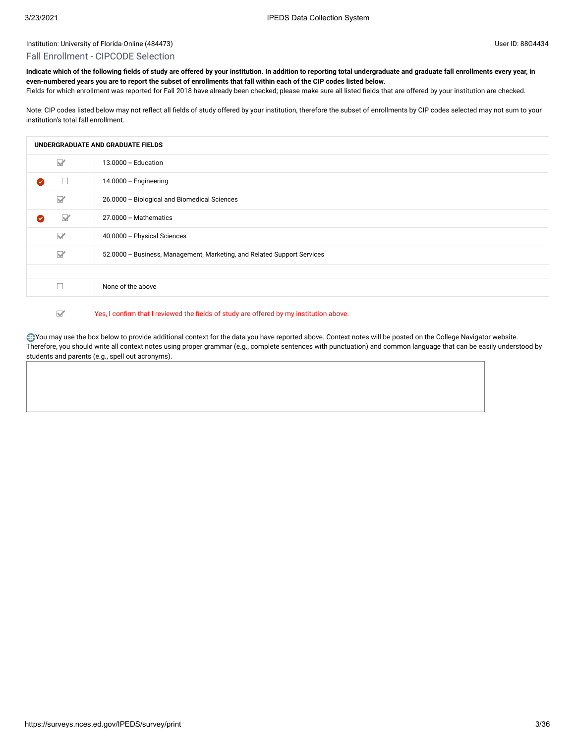Institution: University of Florida-Online (484473)

User ID: 88G4434

## Fall Enrollment - CIPCODE Selection

**Indicate which of the following fields of study are offered by your institution. In addition to reporting total undergraduate and graduate fall enrollments every year, in even-numbered years you are to report the subset of enrollments that fall within each of the CIP codes listed below.**
Fields for which enrollment was reported for Fall 2018 have already been checked; please make sure all listed fields that are offered by your institution are checked.

Note: CIP codes listed below may not reflect all fields of study offered by your institution, therefore the subset of enrollments by CIP codes selected may not sum to your institution's total fall enrollment.

| | | UNDERGRADUATE AND GRADUATE FIELDS |
|---|---|---|
| | ☑ | 13.0000 -- Education |
| ✔ | ☐ | 14.0000 -- Engineering |
| | ☑ | 26.0000 -- Biological and Biomedical Sciences |
| ✔ | ☑ | 27.0000 -- Mathematics |
| | ☑ | 40.0000 -- Physical Sciences |
| | ☑ | 52.0000 -- Business, Management, Marketing, and Related Support Services |
| | | |
| | ☐ | None of the above |

☑ Yes, I confirm that I reviewed the fields of study are offered by my institution above.

You may use the box below to provide additional context for the data you have reported above. Context notes will be posted on the College Navigator website. Therefore, you should write all context notes using proper grammar (e.g., complete sentences with punctuation) and common language that can be easily understood by students and parents (e.g., spell out acronyms).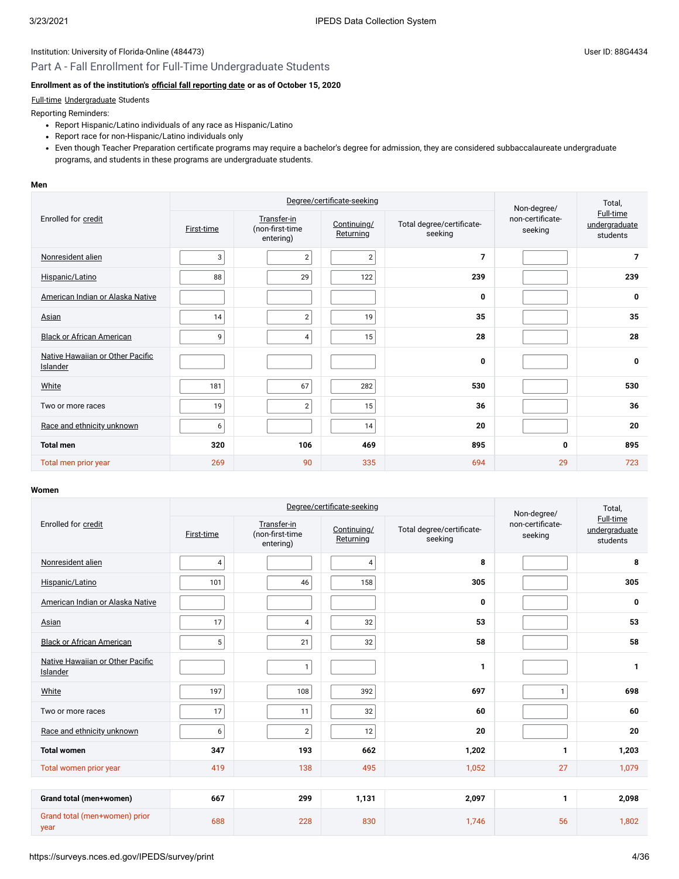Institution: University of Florida-Online (484473)

User ID: 88G4434

## Part A - Fall Enrollment for Full-Time Undergraduate Students

**Enrollment as of the institution's official fall reporting date or as of October 15, 2020**

Full-time Undergraduate Students

Reporting Reminders:

- Report Hispanic/Latino individuals of any race as Hispanic/Latino
- Report race for non-Hispanic/Latino individuals only
- Even though Teacher Preparation certificate programs may require a bachelor's degree for admission, they are considered subbaccalaureate undergraduate programs, and students in these programs are undergraduate students.

**Men**

| Enrolled for credit | Degree/certificate-seeking | | | | Non-degree/ non-certificate-seeking | Total, Full-time undergraduate students |
|---|---|---|---|---|---|---|
| | First-time | Transfer-in (non-first-time entering) | Continuing/ Returning | Total degree/certificate-seeking | | |
| Nonresident alien | 3 | 2 | 2 | **7** | | **7** |
| Hispanic/Latino | 88 | 29 | 122 | **239** | | **239** |
| American Indian or Alaska Native | | | | **0** | | **0** |
| Asian | 14 | 2 | 19 | **35** | | **35** |
| Black or African American | 9 | 4 | 15 | **28** | | **28** |
| Native Hawaiian or Other Pacific Islander | | | | **0** | | **0** |
| White | 181 | 67 | 282 | **530** | | **530** |
| Two or more races | 19 | 2 | 15 | **36** | | **36** |
| Race and ethnicity unknown | 6 | | 14 | **20** | | **20** |
| **Total men** | **320** | **106** | **469** | **895** | **0** | **895** |
| Total men prior year | 269 | 90 | 335 | 694 | 29 | 723 |

**Women**

| Enrolled for credit | Degree/certificate-seeking | | | | Non-degree/ non-certificate-seeking | Total, Full-time undergraduate students |
|---|---|---|---|---|---|---|
| | First-time | Transfer-in (non-first-time entering) | Continuing/ Returning | Total degree/certificate-seeking | | |
| Nonresident alien | 4 | | 4 | **8** | | **8** |
| Hispanic/Latino | 101 | 46 | 158 | **305** | | **305** |
| American Indian or Alaska Native | | | | **0** | | **0** |
| Asian | 17 | 4 | 32 | **53** | | **53** |
| Black or African American | 5 | 21 | 32 | **58** | | **58** |
| Native Hawaiian or Other Pacific Islander | | 1 | | **1** | | **1** |
| White | 197 | 108 | 392 | **697** | 1 | **698** |
| Two or more races | 17 | 11 | 32 | **60** | | **60** |
| Race and ethnicity unknown | 6 | 2 | 12 | **20** | | **20** |
| **Total women** | **347** | **193** | **662** | **1,202** | **1** | **1,203** |
| Total women prior year | 419 | 138 | 495 | 1,052 | 27 | 1,079 |

| | First-time | Transfer-in (non-first-time entering) | Continuing/ Returning | Total degree/certificate-seeking | Non-degree/ non-certificate-seeking | Total, Full-time undergraduate students |
|---|---|---|---|---|---|---|
| **Grand total (men+women)** | **667** | **299** | **1,131** | **2,097** | **1** | **2,098** |
| Grand total (men+women) prior year | 688 | 228 | 830 | 1,746 | 56 | 1,802 |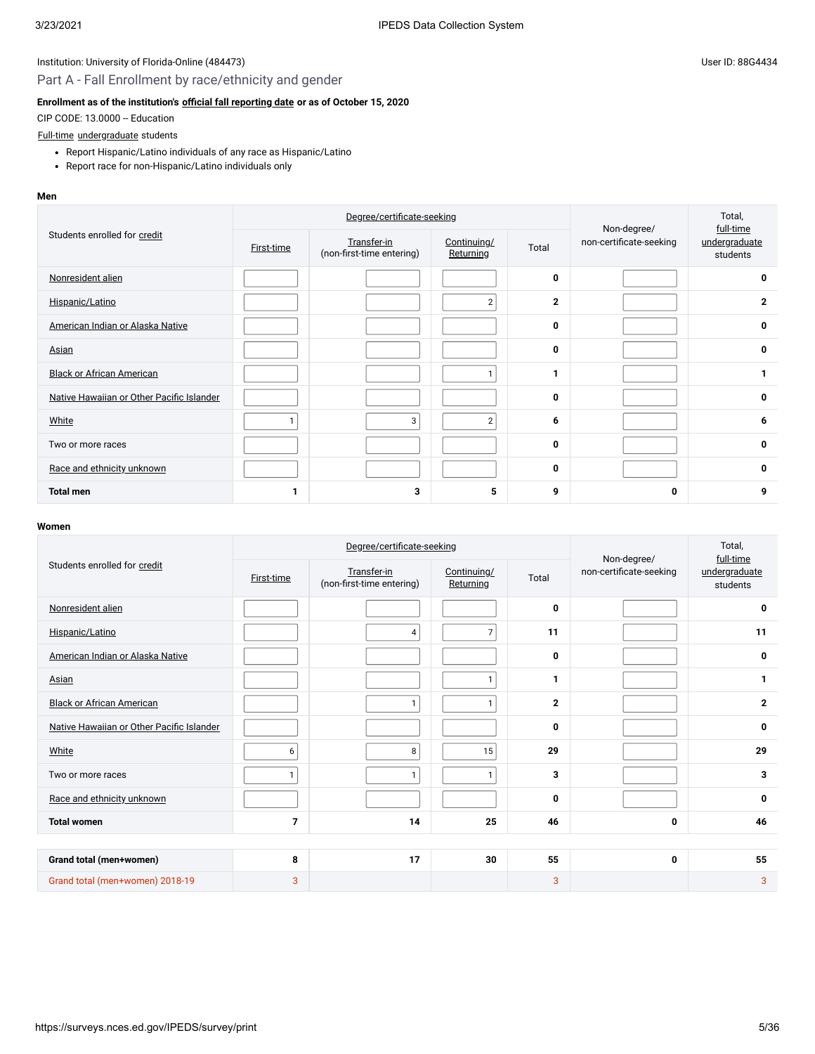Institution: University of Florida-Online (484473)

User ID: 88G4434

## Part A - Fall Enrollment by race/ethnicity and gender

**Enrollment as of the institution's official fall reporting date or as of October 15, 2020**

CIP CODE: 13.0000 -- Education

Full-time undergraduate students

- Report Hispanic/Latino individuals of any race as Hispanic/Latino
- Report race for non-Hispanic/Latino individuals only

**Men**

| Students enrolled for credit | Degree/certificate-seeking | | | | Non-degree/ non-certificate-seeking | Total, full-time undergraduate students |
|---|---|---|---|---|---|---|
| | First-time | Transfer-in (non-first-time entering) | Continuing/ Returning | Total | | |
| Nonresident alien | | | | 0 | | 0 |
| Hispanic/Latino | | | 2 | 2 | | 2 |
| American Indian or Alaska Native | | | | 0 | | 0 |
| Asian | | | | 0 | | 0 |
| Black or African American | | | 1 | 1 | | 1 |
| Native Hawaiian or Other Pacific Islander | | | | 0 | | 0 |
| White | 1 | 3 | 2 | 6 | | 6 |
| Two or more races | | | | 0 | | 0 |
| Race and ethnicity unknown | | | | 0 | | 0 |
| **Total men** | 1 | 3 | 5 | 9 | 0 | 9 |

**Women**

| Students enrolled for credit | Degree/certificate-seeking | | | | Non-degree/ non-certificate-seeking | Total, full-time undergraduate students |
|---|---|---|---|---|---|---|
| | First-time | Transfer-in (non-first-time entering) | Continuing/ Returning | Total | | |
| Nonresident alien | | | | 0 | | 0 |
| Hispanic/Latino | | 4 | 7 | 11 | | 11 |
| American Indian or Alaska Native | | | | 0 | | 0 |
| Asian | | | 1 | 1 | | 1 |
| Black or African American | | 1 | 1 | 2 | | 2 |
| Native Hawaiian or Other Pacific Islander | | | | 0 | | 0 |
| White | 6 | 8 | 15 | 29 | | 29 |
| Two or more races | 1 | 1 | 1 | 3 | | 3 |
| Race and ethnicity unknown | | | | 0 | | 0 |
| **Total women** | 7 | 14 | 25 | 46 | 0 | 46 |
| | | | | | | |
| **Grand total (men+women)** | 8 | 17 | 30 | 55 | 0 | 55 |
| Grand total (men+women) 2018-19 | 3 | | | 3 | | 3 |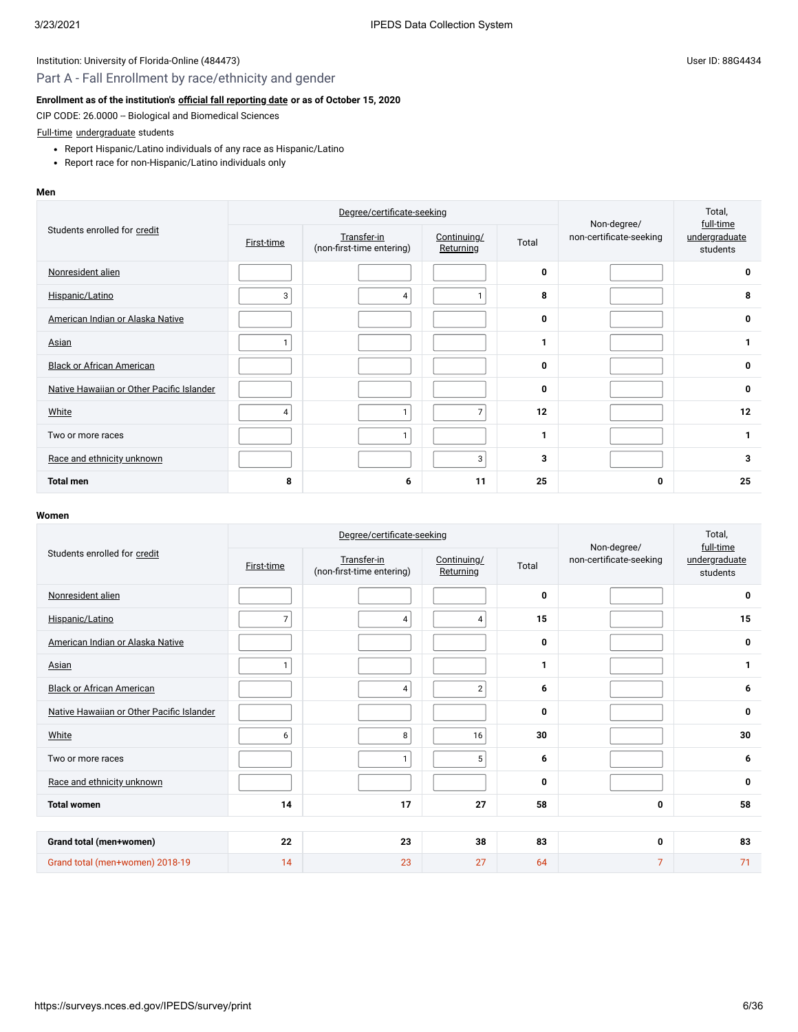Institution: University of Florida-Online (484473)

User ID: 88G4434

## Part A - Fall Enrollment by race/ethnicity and gender

**Enrollment as of the institution's official fall reporting date or as of October 15, 2020**

CIP CODE: 26.0000 -- Biological and Biomedical Sciences

Full-time undergraduate students

- Report Hispanic/Latino individuals of any race as Hispanic/Latino
- Report race for non-Hispanic/Latino individuals only

**Men**

| Students enrolled for credit | Degree/certificate-seeking | | | | Non-degree/ non-certificate-seeking | Total, full-time undergraduate students |
|---|---|---|---|---|---|---|
| | First-time | Transfer-in (non-first-time entering) | Continuing/ Returning | Total | | |
| Nonresident alien | | | | 0 | | 0 |
| Hispanic/Latino | 3 | 4 | 1 | 8 | | 8 |
| American Indian or Alaska Native | | | | 0 | | 0 |
| Asian | 1 | | | 1 | | 1 |
| Black or African American | | | | 0 | | 0 |
| Native Hawaiian or Other Pacific Islander | | | | 0 | | 0 |
| White | 4 | 1 | 7 | 12 | | 12 |
| Two or more races | | 1 | | 1 | | 1 |
| Race and ethnicity unknown | | | 3 | 3 | | 3 |
| **Total men** | **8** | **6** | **11** | **25** | **0** | **25** |

**Women**

| Students enrolled for credit | Degree/certificate-seeking | | | | Non-degree/ non-certificate-seeking | Total, full-time undergraduate students |
|---|---|---|---|---|---|---|
| | First-time | Transfer-in (non-first-time entering) | Continuing/ Returning | Total | | |
| Nonresident alien | | | | 0 | | 0 |
| Hispanic/Latino | 7 | 4 | 4 | 15 | | 15 |
| American Indian or Alaska Native | | | | 0 | | 0 |
| Asian | 1 | | | 1 | | 1 |
| Black or African American | | 4 | 2 | 6 | | 6 |
| Native Hawaiian or Other Pacific Islander | | | | 0 | | 0 |
| White | 6 | 8 | 16 | 30 | | 30 |
| Two or more races | | 1 | 5 | 6 | | 6 |
| Race and ethnicity unknown | | | | 0 | | 0 |
| **Total women** | **14** | **17** | **27** | **58** | **0** | **58** |

| | | | | | | |
|---|---|---|---|---|---|---|
| **Grand total (men+women)** | **22** | **23** | **38** | **83** | **0** | **83** |
| Grand total (men+women) 2018-19 | 14 | 23 | 27 | 64 | 7 | 71 |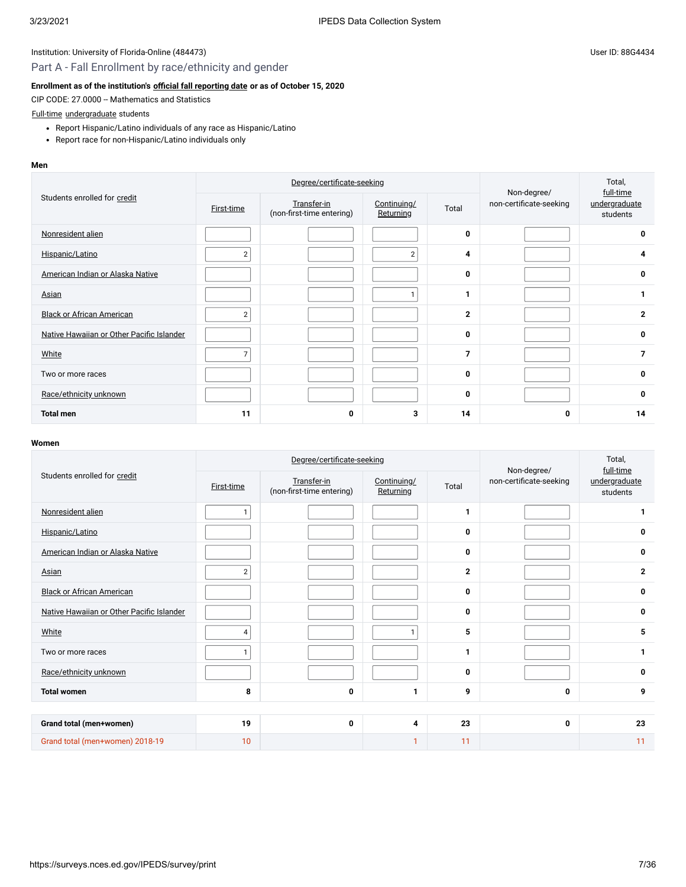Institution: University of Florida-Online (484473)

User ID: 88G4434

## Part A - Fall Enrollment by race/ethnicity and gender

**Enrollment as of the institution's official fall reporting date or as of October 15, 2020**

CIP CODE: 27.0000 -- Mathematics and Statistics

Full-time undergraduate students

- Report Hispanic/Latino individuals of any race as Hispanic/Latino
- Report race for non-Hispanic/Latino individuals only

**Men**

| Students enrolled for credit | Degree/certificate-seeking | | | | Non-degree/ non-certificate-seeking | Total, full-time undergraduate students |
|---|---|---|---|---|---|---|
| | First-time | Transfer-in (non-first-time entering) | Continuing/ Returning | Total | | |
| Nonresident alien | | | | 0 | | 0 |
| Hispanic/Latino | 2 | | 2 | 4 | | 4 |
| American Indian or Alaska Native | | | | 0 | | 0 |
| Asian | | | 1 | 1 | | 1 |
| Black or African American | 2 | | | 2 | | 2 |
| Native Hawaiian or Other Pacific Islander | | | | 0 | | 0 |
| White | 7 | | | 7 | | 7 |
| Two or more races | | | | 0 | | 0 |
| Race/ethnicity unknown | | | | 0 | | 0 |
| **Total men** | **11** | **0** | **3** | **14** | **0** | **14** |

**Women**

| Students enrolled for credit | Degree/certificate-seeking | | | | Non-degree/ non-certificate-seeking | Total, full-time undergraduate students |
|---|---|---|---|---|---|---|
| | First-time | Transfer-in (non-first-time entering) | Continuing/ Returning | Total | | |
| Nonresident alien | 1 | | | 1 | | 1 |
| Hispanic/Latino | | | | 0 | | 0 |
| American Indian or Alaska Native | | | | 0 | | 0 |
| Asian | 2 | | | 2 | | 2 |
| Black or African American | | | | 0 | | 0 |
| Native Hawaiian or Other Pacific Islander | | | | 0 | | 0 |
| White | 4 | | 1 | 5 | | 5 |
| Two or more races | 1 | | | 1 | | 1 |
| Race/ethnicity unknown | | | | 0 | | 0 |
| **Total women** | **8** | **0** | **1** | **9** | **0** | **9** |
| | | | | | | |
| **Grand total (men+women)** | **19** | **0** | **4** | **23** | **0** | **23** |
| Grand total (men+women) 2018-19 | 10 | | 1 | 11 | | 11 |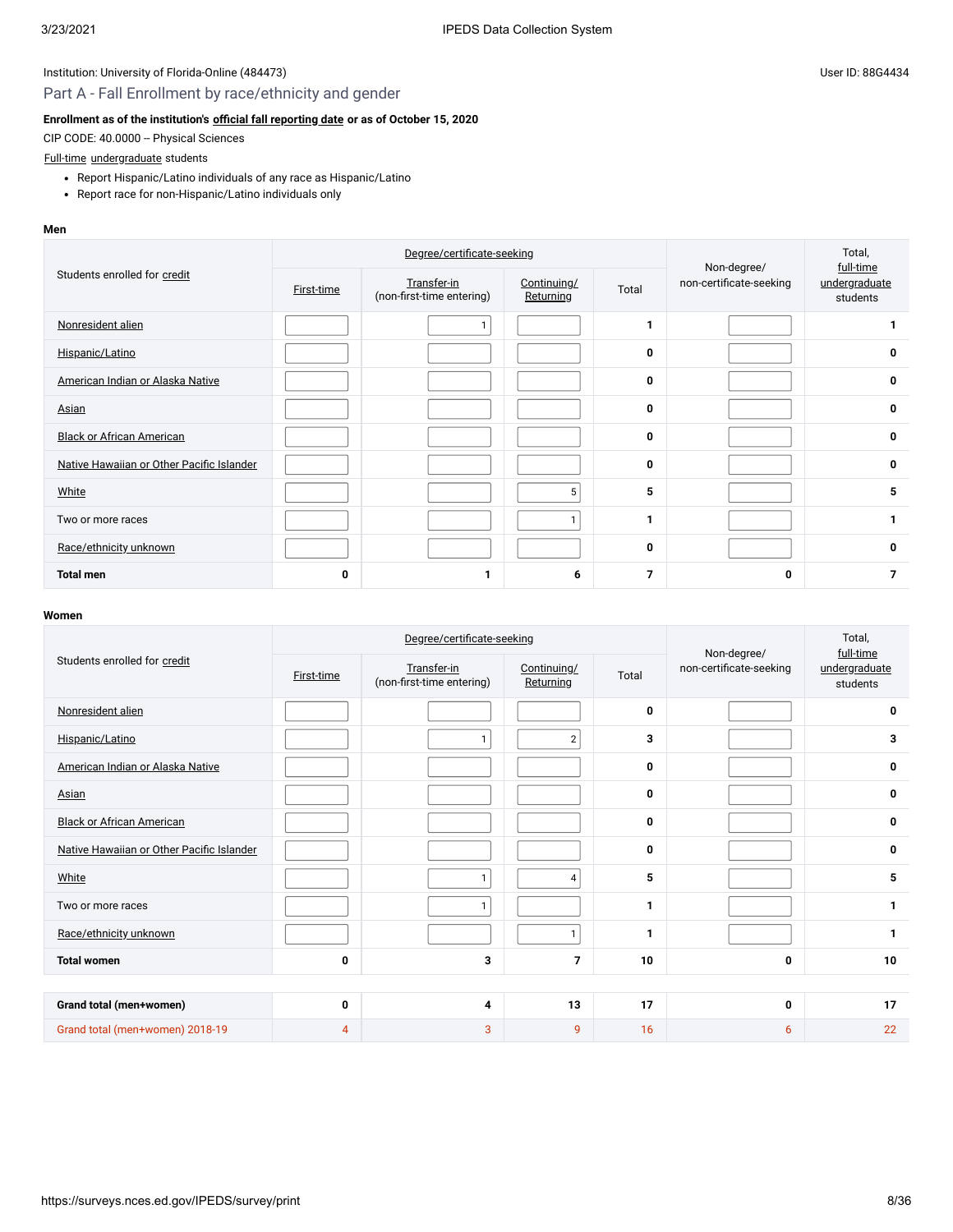Institution: University of Florida-Online (484473)

User ID: 88G4434

## Part A - Fall Enrollment by race/ethnicity and gender

**Enrollment as of the institution's official fall reporting date or as of October 15, 2020**

CIP CODE: 40.0000 -- Physical Sciences

Full-time undergraduate students

- Report Hispanic/Latino individuals of any race as Hispanic/Latino
- Report race for non-Hispanic/Latino individuals only

**Men**

| Students enrolled for credit | Degree/certificate-seeking | | | | Non-degree/ non-certificate-seeking | Total, full-time undergraduate students |
|---|---|---|---|---|---|---|
| | First-time | Transfer-in (non-first-time entering) | Continuing/ Returning | Total | | |
| Nonresident alien | | 1 | | 1 | | 1 |
| Hispanic/Latino | | | | 0 | | 0 |
| American Indian or Alaska Native | | | | 0 | | 0 |
| Asian | | | | 0 | | 0 |
| Black or African American | | | | 0 | | 0 |
| Native Hawaiian or Other Pacific Islander | | | | 0 | | 0 |
| White | | | 5 | 5 | | 5 |
| Two or more races | | | 1 | 1 | | 1 |
| Race/ethnicity unknown | | | | 0 | | 0 |
| **Total men** | **0** | **1** | **6** | **7** | **0** | **7** |

**Women**

| Students enrolled for credit | Degree/certificate-seeking | | | | Non-degree/ non-certificate-seeking | Total, full-time undergraduate students |
|---|---|---|---|---|---|---|
| | First-time | Transfer-in (non-first-time entering) | Continuing/ Returning | Total | | |
| Nonresident alien | | | | 0 | | 0 |
| Hispanic/Latino | | 1 | 2 | 3 | | 3 |
| American Indian or Alaska Native | | | | 0 | | 0 |
| Asian | | | | 0 | | 0 |
| Black or African American | | | | 0 | | 0 |
| Native Hawaiian or Other Pacific Islander | | | | 0 | | 0 |
| White | | 1 | 4 | 5 | | 5 |
| Two or more races | | 1 | | 1 | | 1 |
| Race/ethnicity unknown | | | 1 | 1 | | 1 |
| **Total women** | **0** | **3** | **7** | **10** | **0** | **10** |
| | | | | | | |
| **Grand total (men+women)** | **0** | **4** | **13** | **17** | **0** | **17** |
| Grand total (men+women) 2018-19 | 4 | 3 | 9 | 16 | 6 | 22 |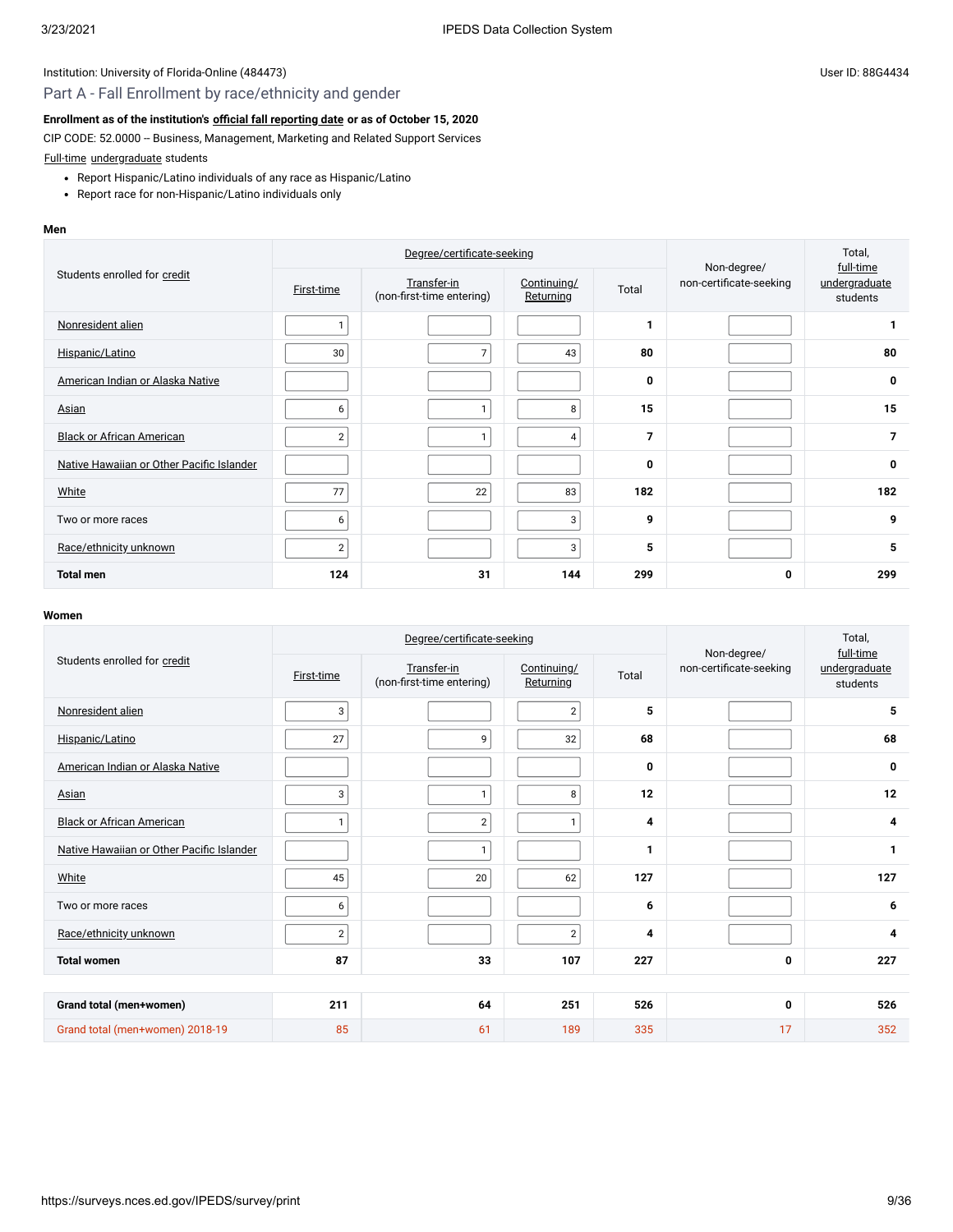Institution: University of Florida-Online (484473)

User ID: 88G4434

## Part A - Fall Enrollment by race/ethnicity and gender

**Enrollment as of the institution's official fall reporting date or as of October 15, 2020**

CIP CODE: 52.0000 -- Business, Management, Marketing and Related Support Services

Full-time undergraduate students

- Report Hispanic/Latino individuals of any race as Hispanic/Latino
- Report race for non-Hispanic/Latino individuals only

**Men**

| Students enrolled for credit | Degree/certificate-seeking | | | | Non-degree/ non-certificate-seeking | Total, full-time undergraduate students |
|---|---|---|---|---|---|---|
| | First-time | Transfer-in (non-first-time entering) | Continuing/ Returning | Total | | |
| Nonresident alien | 1 | | | 1 | | 1 |
| Hispanic/Latino | 30 | 7 | 43 | 80 | | 80 |
| American Indian or Alaska Native | | | | 0 | | 0 |
| Asian | 6 | 1 | 8 | 15 | | 15 |
| Black or African American | 2 | 1 | 4 | 7 | | 7 |
| Native Hawaiian or Other Pacific Islander | | | | 0 | | 0 |
| White | 77 | 22 | 83 | 182 | | 182 |
| Two or more races | 6 | | 3 | 9 | | 9 |
| Race/ethnicity unknown | 2 | | 3 | 5 | | 5 |
| **Total men** | 124 | 31 | 144 | 299 | 0 | 299 |

**Women**

| Students enrolled for credit | Degree/certificate-seeking | | | | Non-degree/ non-certificate-seeking | Total, full-time undergraduate students |
|---|---|---|---|---|---|---|
| | First-time | Transfer-in (non-first-time entering) | Continuing/ Returning | Total | | |
| Nonresident alien | 3 | | 2 | 5 | | 5 |
| Hispanic/Latino | 27 | 9 | 32 | 68 | | 68 |
| American Indian or Alaska Native | | | | 0 | | 0 |
| Asian | 3 | 1 | 8 | 12 | | 12 |
| Black or African American | 1 | 2 | 1 | 4 | | 4 |
| Native Hawaiian or Other Pacific Islander | | 1 | | 1 | | 1 |
| White | 45 | 20 | 62 | 127 | | 127 |
| Two or more races | 6 | | | 6 | | 6 |
| Race/ethnicity unknown | 2 | | 2 | 4 | | 4 |
| **Total women** | 87 | 33 | 107 | 227 | 0 | 227 |

| | First-time | Transfer-in | Continuing/ Returning | Total | Non-degree/ non-certificate-seeking | Total, full-time undergraduate students |
|---|---|---|---|---|---|---|
| **Grand total (men+women)** | 211 | 64 | 251 | 526 | 0 | 526 |
| Grand total (men+women) 2018-19 | 85 | 61 | 189 | 335 | 17 | 352 |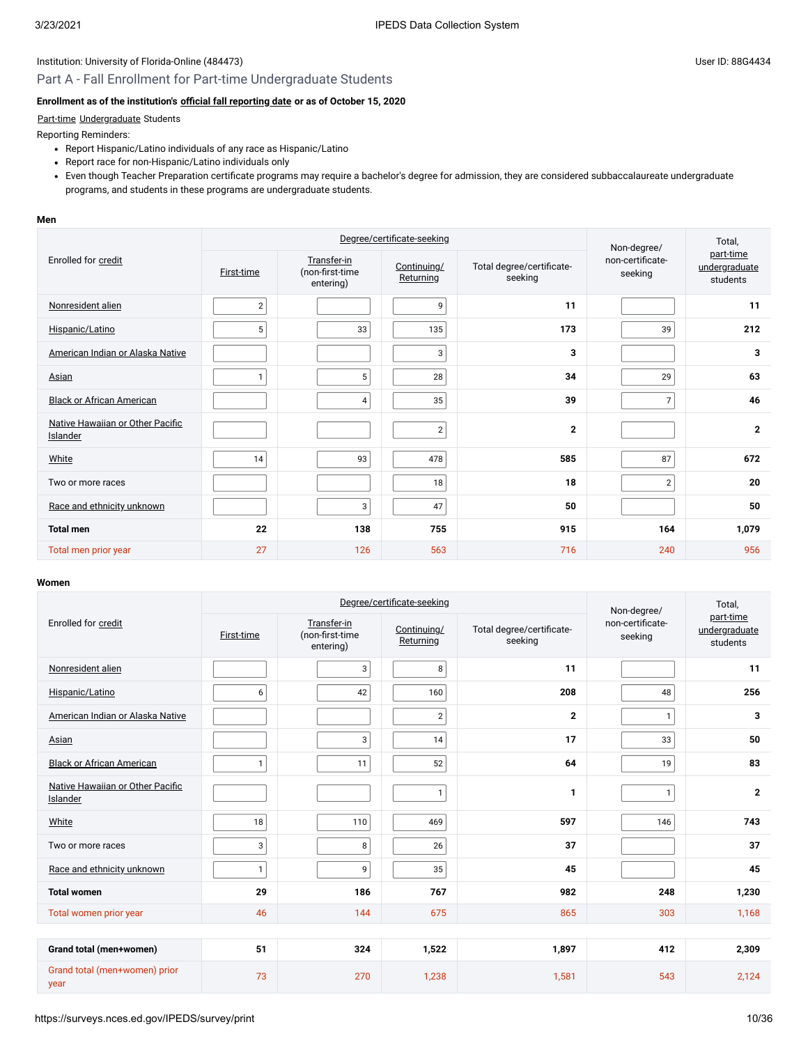Institution: University of Florida-Online (484473)

User ID: 88G4434

## Part A - Fall Enrollment for Part-time Undergraduate Students

**Enrollment as of the institution's official fall reporting date or as of October 15, 2020**

Part-time Undergraduate Students

Reporting Reminders:

- Report Hispanic/Latino individuals of any race as Hispanic/Latino
- Report race for non-Hispanic/Latino individuals only
- Even though Teacher Preparation certificate programs may require a bachelor's degree for admission, they are considered subbaccalaureate undergraduate programs, and students in these programs are undergraduate students.

**Men**

| Enrolled for credit | Degree/certificate-seeking | | | | Non-degree/ non-certificate-seeking | Total, part-time undergraduate students |
|---|---|---|---|---|---|---|
| | First-time | Transfer-in (non-first-time entering) | Continuing/ Returning | Total degree/certificate-seeking | | |
| Nonresident alien | 2 | | 9 | 11 | | 11 |
| Hispanic/Latino | 5 | 33 | 135 | 173 | 39 | 212 |
| American Indian or Alaska Native | | | 3 | 3 | | 3 |
| Asian | 1 | 5 | 28 | 34 | 29 | 63 |
| Black or African American | | 4 | 35 | 39 | 7 | 46 |
| Native Hawaiian or Other Pacific Islander | | | 2 | 2 | | 2 |
| White | 14 | 93 | 478 | 585 | 87 | 672 |
| Two or more races | | | 18 | 18 | 2 | 20 |
| Race and ethnicity unknown | | 3 | 47 | 50 | | 50 |
| **Total men** | **22** | **138** | **755** | **915** | **164** | **1,079** |
| Total men prior year | 27 | 126 | 563 | 716 | 240 | 956 |

**Women**

| Enrolled for credit | Degree/certificate-seeking | | | | Non-degree/ non-certificate-seeking | Total, part-time undergraduate students |
|---|---|---|---|---|---|---|
| | First-time | Transfer-in (non-first-time entering) | Continuing/ Returning | Total degree/certificate-seeking | | |
| Nonresident alien | | 3 | 8 | 11 | | 11 |
| Hispanic/Latino | 6 | 42 | 160 | 208 | 48 | 256 |
| American Indian or Alaska Native | | | 2 | 2 | 1 | 3 |
| Asian | | 3 | 14 | 17 | 33 | 50 |
| Black or African American | 1 | 11 | 52 | 64 | 19 | 83 |
| Native Hawaiian or Other Pacific Islander | | | 1 | 1 | 1 | 2 |
| White | 18 | 110 | 469 | 597 | 146 | 743 |
| Two or more races | 3 | 8 | 26 | 37 | | 37 |
| Race and ethnicity unknown | 1 | 9 | 35 | 45 | | 45 |
| **Total women** | **29** | **186** | **767** | **982** | **248** | **1,230** |
| Total women prior year | 46 | 144 | 675 | 865 | 303 | 1,168 |

| | First-time | Transfer-in | Continuing/ Returning | Total degree/certificate-seeking | Non-degree/ non-certificate-seeking | Total |
|---|---|---|---|---|---|---|
| **Grand total (men+women)** | **51** | **324** | **1,522** | **1,897** | **412** | **2,309** |
| Grand total (men+women) prior year | 73 | 270 | 1,238 | 1,581 | 543 | 2,124 |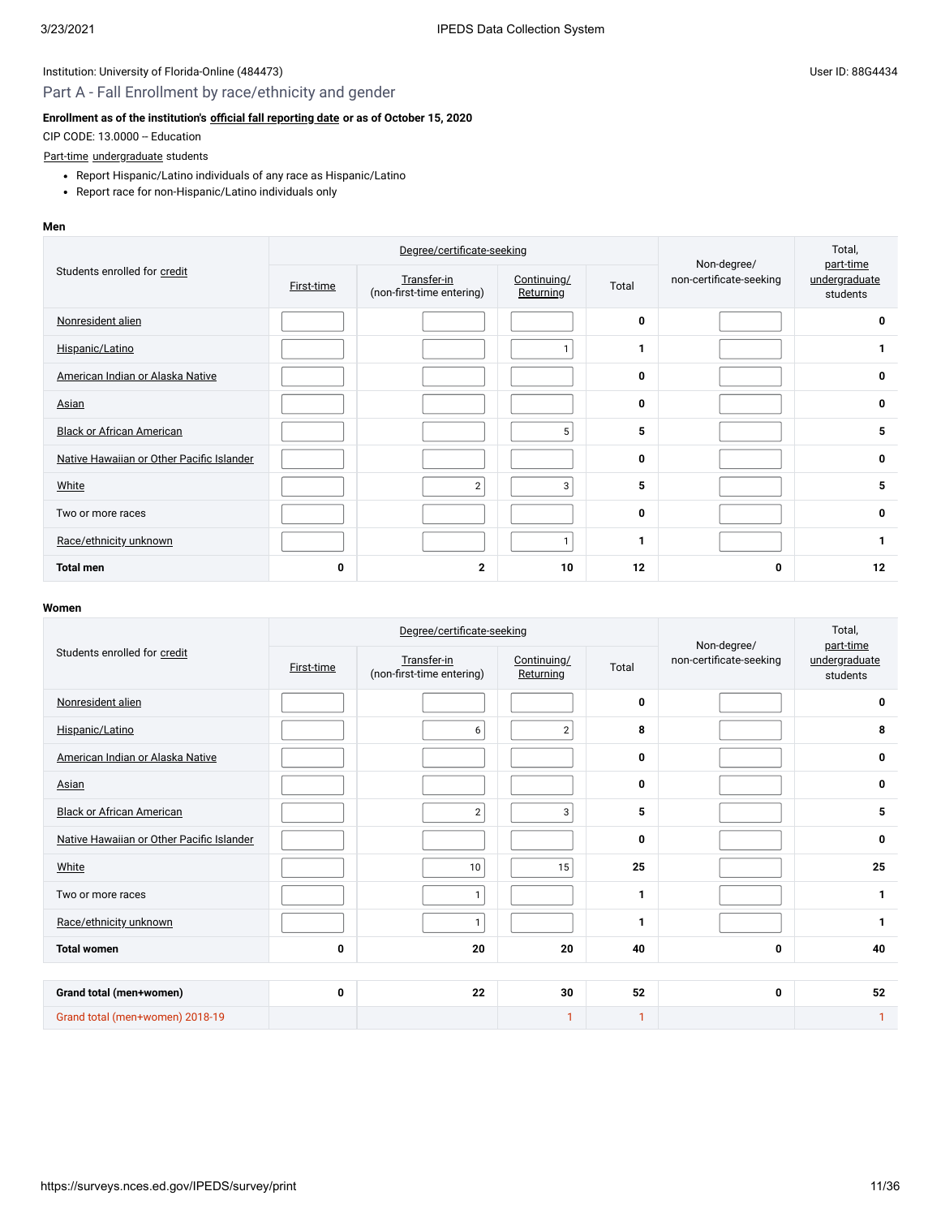Institution: University of Florida-Online (484473)

User ID: 88G4434

## Part A - Fall Enrollment by race/ethnicity and gender

**Enrollment as of the institution's official fall reporting date or as of October 15, 2020**

CIP CODE: 13.0000 -- Education

Part-time undergraduate students

- Report Hispanic/Latino individuals of any race as Hispanic/Latino
- Report race for non-Hispanic/Latino individuals only

**Men**

| Students enrolled for credit | Degree/certificate-seeking | | | | Non-degree/ non-certificate-seeking | Total, part-time undergraduate students |
|---|---|---|---|---|---|---|
| | First-time | Transfer-in (non-first-time entering) | Continuing/ Returning | Total | | |
| Nonresident alien | | | | 0 | | 0 |
| Hispanic/Latino | | | 1 | 1 | | 1 |
| American Indian or Alaska Native | | | | 0 | | 0 |
| Asian | | | | 0 | | 0 |
| Black or African American | | | 5 | 5 | | 5 |
| Native Hawaiian or Other Pacific Islander | | | | 0 | | 0 |
| White | | 2 | 3 | 5 | | 5 |
| Two or more races | | | | 0 | | 0 |
| Race/ethnicity unknown | | | 1 | 1 | | 1 |
| **Total men** | **0** | **2** | **10** | **12** | **0** | **12** |

**Women**

| Students enrolled for credit | Degree/certificate-seeking | | | | Non-degree/ non-certificate-seeking | Total, part-time undergraduate students |
|---|---|---|---|---|---|---|
| | First-time | Transfer-in (non-first-time entering) | Continuing/ Returning | Total | | |
| Nonresident alien | | | | 0 | | 0 |
| Hispanic/Latino | | 6 | 2 | 8 | | 8 |
| American Indian or Alaska Native | | | | 0 | | 0 |
| Asian | | | | 0 | | 0 |
| Black or African American | | 2 | 3 | 5 | | 5 |
| Native Hawaiian or Other Pacific Islander | | | | 0 | | 0 |
| White | | 10 | 15 | 25 | | 25 |
| Two or more races | | 1 | | 1 | | 1 |
| Race/ethnicity unknown | | 1 | | 1 | | 1 |
| **Total women** | **0** | **20** | **20** | **40** | **0** | **40** |
| | | | | | | |
| **Grand total (men+women)** | **0** | **22** | **30** | **52** | **0** | **52** |
| Grand total (men+women) 2018-19 | | | 1 | 1 | | 1 |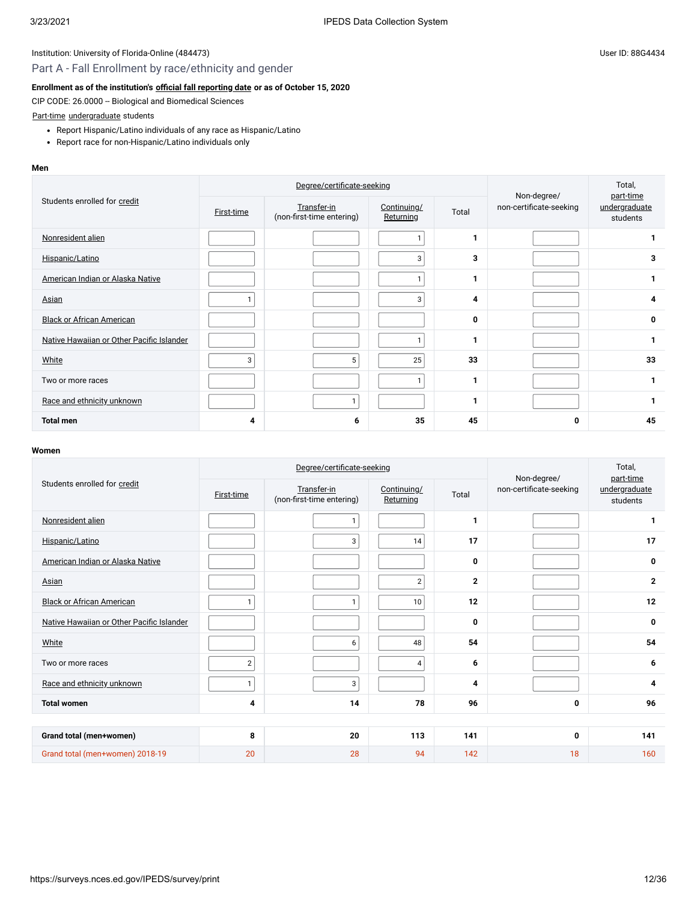Institution: University of Florida-Online (484473)

User ID: 88G4434

## Part A - Fall Enrollment by race/ethnicity and gender

**Enrollment as of the institution's official fall reporting date or as of October 15, 2020**

CIP CODE: 26.0000 -- Biological and Biomedical Sciences

Part-time undergraduate students

- Report Hispanic/Latino individuals of any race as Hispanic/Latino
- Report race for non-Hispanic/Latino individuals only

**Men**

| Students enrolled for credit | Degree/certificate-seeking | | | | Non-degree/ non-certificate-seeking | Total, part-time undergraduate students |
|---|---|---|---|---|---|---|
| | First-time | Transfer-in (non-first-time entering) | Continuing/ Returning | Total | | |
| Nonresident alien | | | 1 | 1 | | 1 |
| Hispanic/Latino | | | 3 | 3 | | 3 |
| American Indian or Alaska Native | | | 1 | 1 | | 1 |
| Asian | 1 | | 3 | 4 | | 4 |
| Black or African American | | | | 0 | | 0 |
| Native Hawaiian or Other Pacific Islander | | | 1 | 1 | | 1 |
| White | 3 | 5 | 25 | 33 | | 33 |
| Two or more races | | | 1 | 1 | | 1 |
| Race and ethnicity unknown | | 1 | | 1 | | 1 |
| **Total men** | 4 | 6 | 35 | 45 | 0 | 45 |

**Women**

| Students enrolled for credit | Degree/certificate-seeking | | | | Non-degree/ non-certificate-seeking | Total, part-time undergraduate students |
|---|---|---|---|---|---|---|
| | First-time | Transfer-in (non-first-time entering) | Continuing/ Returning | Total | | |
| Nonresident alien | | 1 | | 1 | | 1 |
| Hispanic/Latino | | 3 | 14 | 17 | | 17 |
| American Indian or Alaska Native | | | | 0 | | 0 |
| Asian | | | 2 | 2 | | 2 |
| Black or African American | 1 | 1 | 10 | 12 | | 12 |
| Native Hawaiian or Other Pacific Islander | | | | 0 | | 0 |
| White | | 6 | 48 | 54 | | 54 |
| Two or more races | 2 | | 4 | 6 | | 6 |
| Race and ethnicity unknown | 1 | 3 | | 4 | | 4 |
| **Total women** | 4 | 14 | 78 | 96 | 0 | 96 |

| | | | | | | |
|---|---|---|---|---|---|---|
| **Grand total (men+women)** | 8 | 20 | 113 | 141 | 0 | 141 |
| Grand total (men+women) 2018-19 | 20 | 28 | 94 | 142 | 18 | 160 |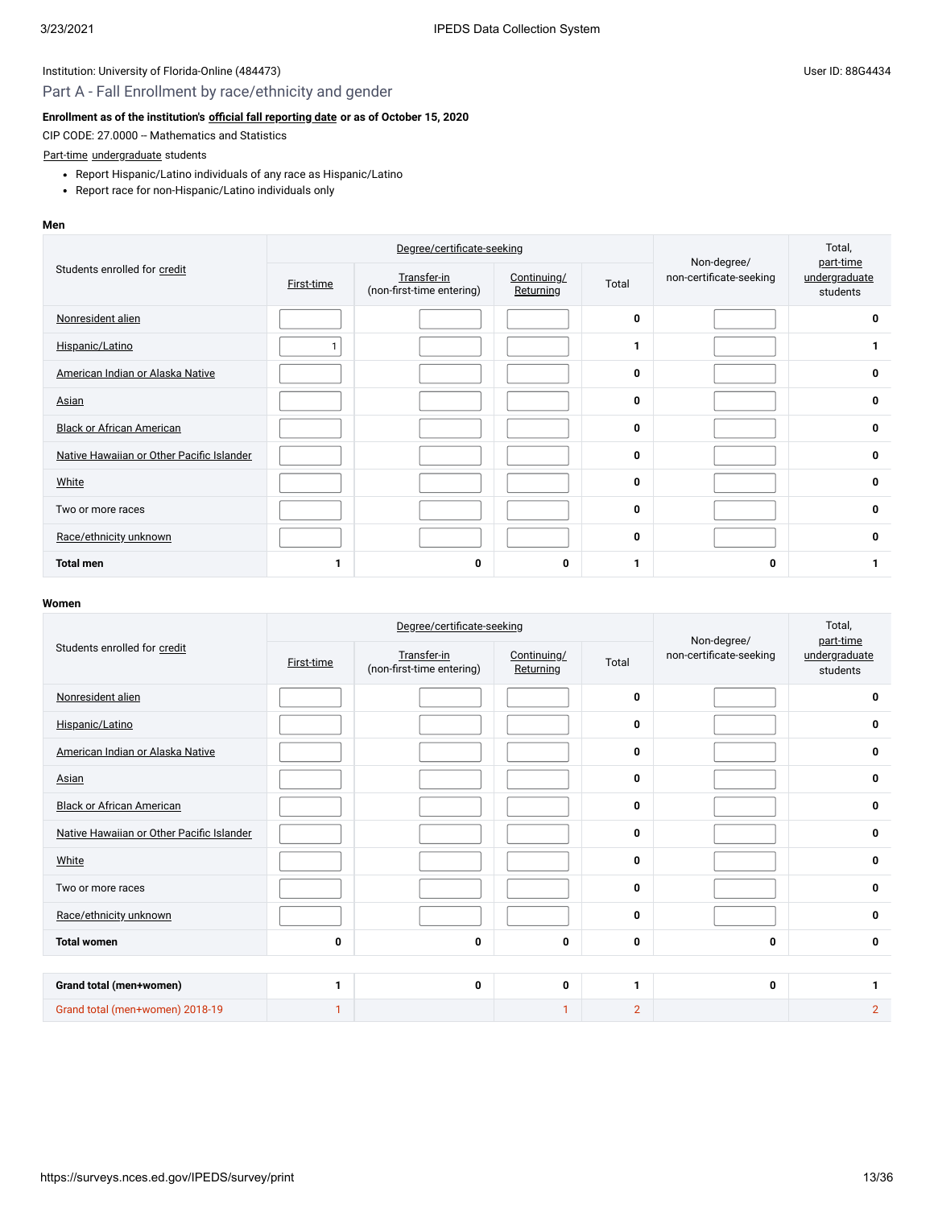Institution: University of Florida-Online (484473)

User ID: 88G4434

## Part A - Fall Enrollment by race/ethnicity and gender

**Enrollment as of the institution's official fall reporting date or as of October 15, 2020**

CIP CODE: 27.0000 -- Mathematics and Statistics

Part-time undergraduate students

- Report Hispanic/Latino individuals of any race as Hispanic/Latino
- Report race for non-Hispanic/Latino individuals only

**Men**

| Students enrolled for credit | Degree/certificate-seeking | | | | Non-degree/ non-certificate-seeking | Total, part-time undergraduate students |
|---|---|---|---|---|---|---|
| | First-time | Transfer-in (non-first-time entering) | Continuing/ Returning | Total | | |
| Nonresident alien | | | | 0 | | 0 |
| Hispanic/Latino | 1 | | | 1 | | 1 |
| American Indian or Alaska Native | | | | 0 | | 0 |
| Asian | | | | 0 | | 0 |
| Black or African American | | | | 0 | | 0 |
| Native Hawaiian or Other Pacific Islander | | | | 0 | | 0 |
| White | | | | 0 | | 0 |
| Two or more races | | | | 0 | | 0 |
| Race/ethnicity unknown | | | | 0 | | 0 |
| **Total men** | 1 | 0 | 0 | 1 | 0 | 1 |

**Women**

| Students enrolled for credit | Degree/certificate-seeking | | | | Non-degree/ non-certificate-seeking | Total, part-time undergraduate students |
|---|---|---|---|---|---|---|
| | First-time | Transfer-in (non-first-time entering) | Continuing/ Returning | Total | | |
| Nonresident alien | | | | 0 | | 0 |
| Hispanic/Latino | | | | 0 | | 0 |
| American Indian or Alaska Native | | | | 0 | | 0 |
| Asian | | | | 0 | | 0 |
| Black or African American | | | | 0 | | 0 |
| Native Hawaiian or Other Pacific Islander | | | | 0 | | 0 |
| White | | | | 0 | | 0 |
| Two or more races | | | | 0 | | 0 |
| Race/ethnicity unknown | | | | 0 | | 0 |
| **Total women** | 0 | 0 | 0 | 0 | 0 | 0 |

| | First-time | Transfer-in (non-first-time entering) | Continuing/ Returning | Total | Non-degree/ non-certificate-seeking | Total, part-time undergraduate students |
|---|---|---|---|---|---|---|
| **Grand total (men+women)** | 1 | 0 | 0 | 1 | 0 | 1 |
| Grand total (men+women) 2018-19 | 1 | | 1 | 2 | | 2 |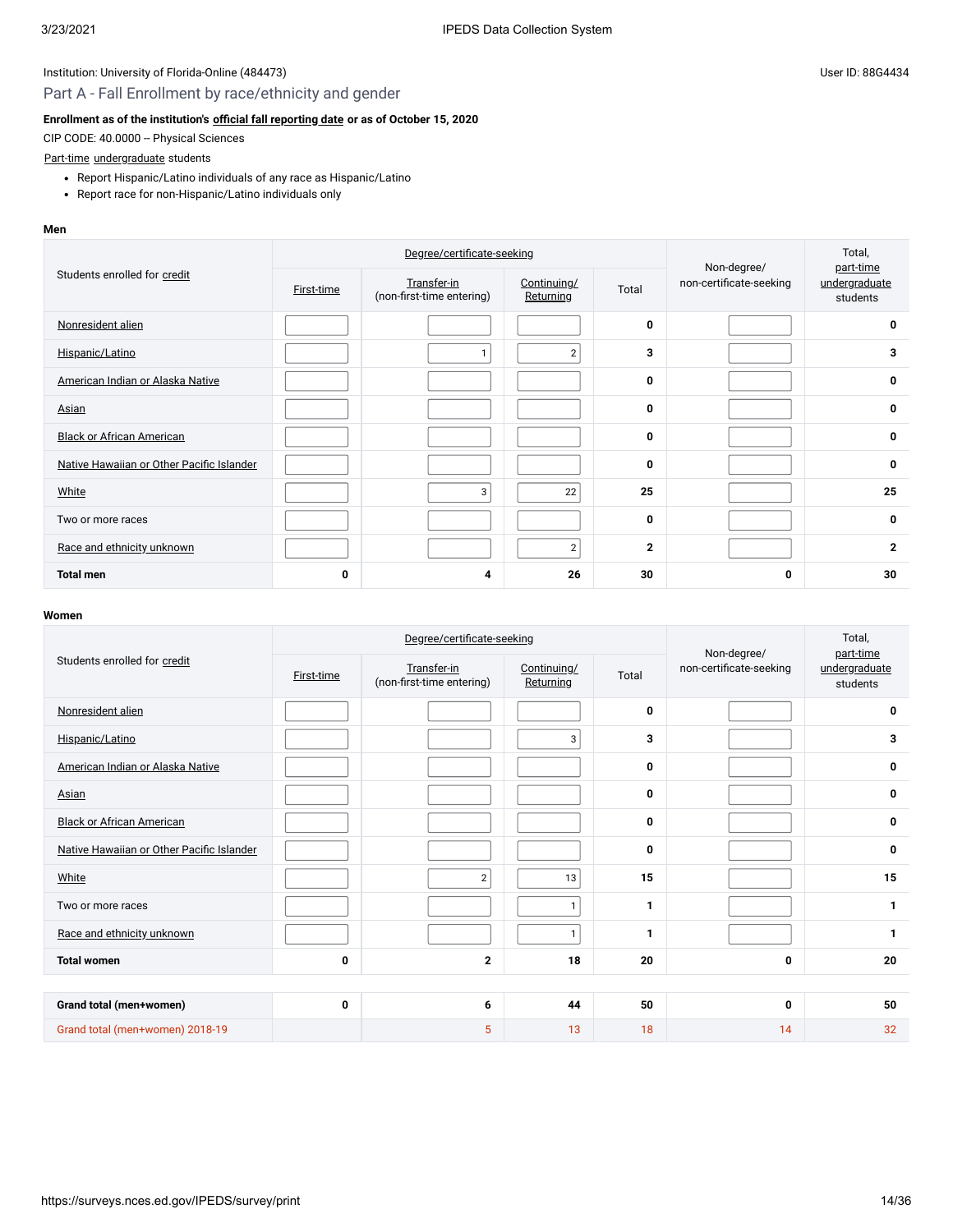Institution: University of Florida-Online (484473)

User ID: 88G4434

## Part A - Fall Enrollment by race/ethnicity and gender

**Enrollment as of the institution's official fall reporting date or as of October 15, 2020**

CIP CODE: 40.0000 -- Physical Sciences

Part-time undergraduate students

- Report Hispanic/Latino individuals of any race as Hispanic/Latino
- Report race for non-Hispanic/Latino individuals only

**Men**

| Students enrolled for credit | Degree/certificate-seeking | | | | Non-degree/ non-certificate-seeking | Total, part-time undergraduate students |
|---|---|---|---|---|---|---|
| | First-time | Transfer-in (non-first-time entering) | Continuing/ Returning | Total | | |
| Nonresident alien | | | | 0 | | 0 |
| Hispanic/Latino | | 1 | 2 | 3 | | 3 |
| American Indian or Alaska Native | | | | 0 | | 0 |
| Asian | | | | 0 | | 0 |
| Black or African American | | | | 0 | | 0 |
| Native Hawaiian or Other Pacific Islander | | | | 0 | | 0 |
| White | | 3 | 22 | 25 | | 25 |
| Two or more races | | | | 0 | | 0 |
| Race and ethnicity unknown | | | 2 | 2 | | 2 |
| **Total men** | 0 | 4 | 26 | 30 | 0 | 30 |

**Women**

| Students enrolled for credit | Degree/certificate-seeking | | | | Non-degree/ non-certificate-seeking | Total, part-time undergraduate students |
|---|---|---|---|---|---|---|
| | First-time | Transfer-in (non-first-time entering) | Continuing/ Returning | Total | | |
| Nonresident alien | | | | 0 | | 0 |
| Hispanic/Latino | | | 3 | 3 | | 3 |
| American Indian or Alaska Native | | | | 0 | | 0 |
| Asian | | | | 0 | | 0 |
| Black or African American | | | | 0 | | 0 |
| Native Hawaiian or Other Pacific Islander | | | | 0 | | 0 |
| White | | 2 | 13 | 15 | | 15 |
| Two or more races | | | 1 | 1 | | 1 |
| Race and ethnicity unknown | | | 1 | 1 | | 1 |
| **Total women** | 0 | 2 | 18 | 20 | 0 | 20 |
| | | | | | | |
| **Grand total (men+women)** | 0 | 6 | 44 | 50 | 0 | 50 |
| Grand total (men+women) 2018-19 | | 5 | 13 | 18 | 14 | 32 |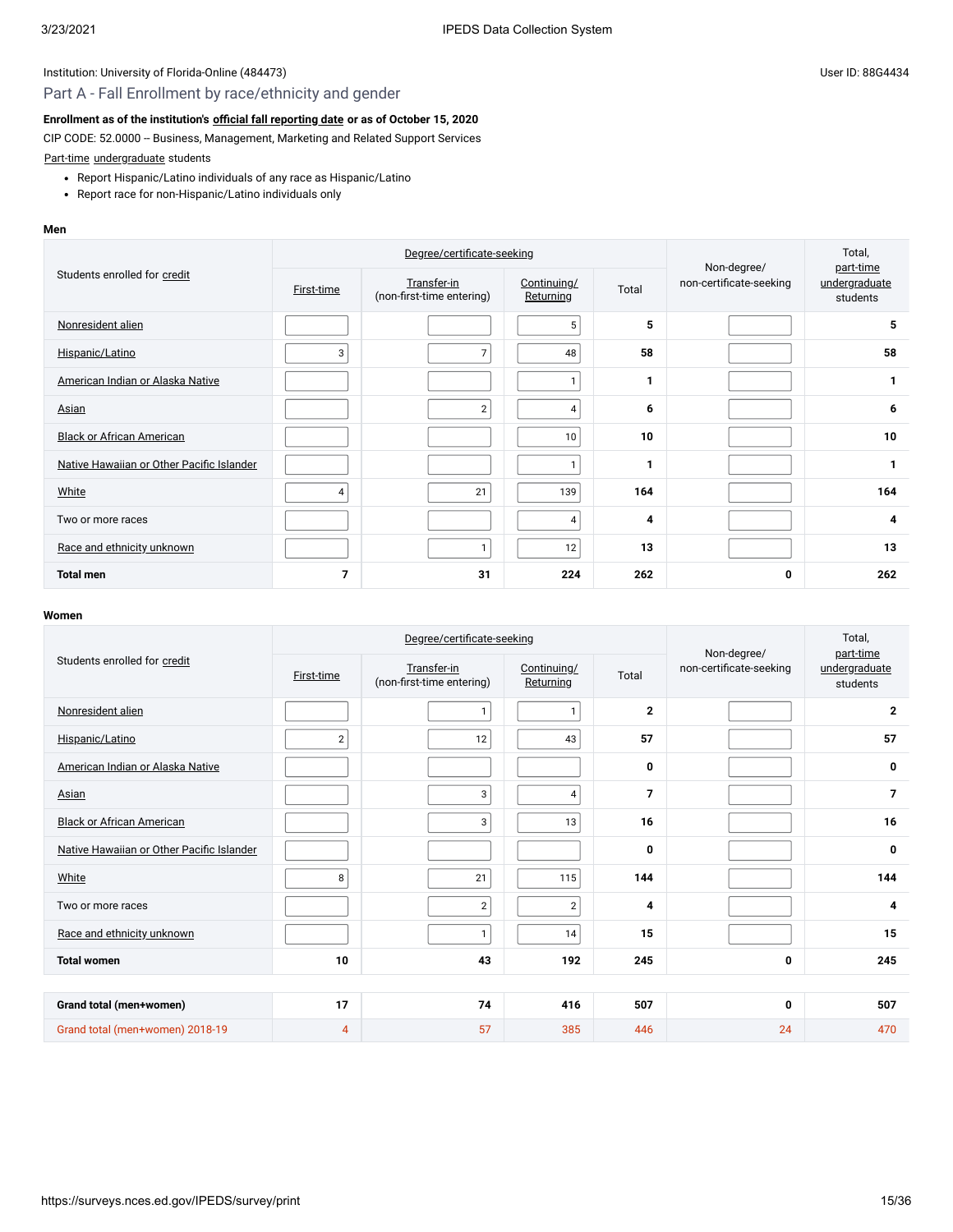Institution: University of Florida-Online (484473)

User ID: 88G4434

## Part A - Fall Enrollment by race/ethnicity and gender

**Enrollment as of the institution's official fall reporting date or as of October 15, 2020**

CIP CODE: 52.0000 -- Business, Management, Marketing and Related Support Services

Part-time undergraduate students

- Report Hispanic/Latino individuals of any race as Hispanic/Latino
- Report race for non-Hispanic/Latino individuals only

**Men**

| Students enrolled for credit | Degree/certificate-seeking | | | | Non-degree/ non-certificate-seeking | Total, part-time undergraduate students |
|---|---|---|---|---|---|---|
| | First-time | Transfer-in (non-first-time entering) | Continuing/ Returning | Total | | |
| Nonresident alien | | | 5 | 5 | | 5 |
| Hispanic/Latino | 3 | 7 | 48 | 58 | | 58 |
| American Indian or Alaska Native | | | 1 | 1 | | 1 |
| Asian | | 2 | 4 | 6 | | 6 |
| Black or African American | | | 10 | 10 | | 10 |
| Native Hawaiian or Other Pacific Islander | | | 1 | 1 | | 1 |
| White | 4 | 21 | 139 | 164 | | 164 |
| Two or more races | | | 4 | 4 | | 4 |
| Race and ethnicity unknown | | 1 | 12 | 13 | | 13 |
| **Total men** | **7** | **31** | **224** | **262** | **0** | **262** |

**Women**

| Students enrolled for credit | Degree/certificate-seeking | | | | Non-degree/ non-certificate-seeking | Total, part-time undergraduate students |
|---|---|---|---|---|---|---|
| | First-time | Transfer-in (non-first-time entering) | Continuing/ Returning | Total | | |
| Nonresident alien | | 1 | 1 | 2 | | 2 |
| Hispanic/Latino | 2 | 12 | 43 | 57 | | 57 |
| American Indian or Alaska Native | | | | 0 | | 0 |
| Asian | | 3 | 4 | 7 | | 7 |
| Black or African American | | 3 | 13 | 16 | | 16 |
| Native Hawaiian or Other Pacific Islander | | | | 0 | | 0 |
| White | 8 | 21 | 115 | 144 | | 144 |
| Two or more races | | 2 | 2 | 4 | | 4 |
| Race and ethnicity unknown | | 1 | 14 | 15 | | 15 |
| **Total women** | **10** | **43** | **192** | **245** | **0** | **245** |

| | First-time | Transfer-in | Continuing/ Returning | Total | Non-degree/ non-certificate-seeking | Total, part-time undergraduate students |
|---|---|---|---|---|---|---|
| **Grand total (men+women)** | **17** | **74** | **416** | **507** | **0** | **507** |
| Grand total (men+women) 2018-19 | 4 | 57 | 385 | 446 | 24 | 470 |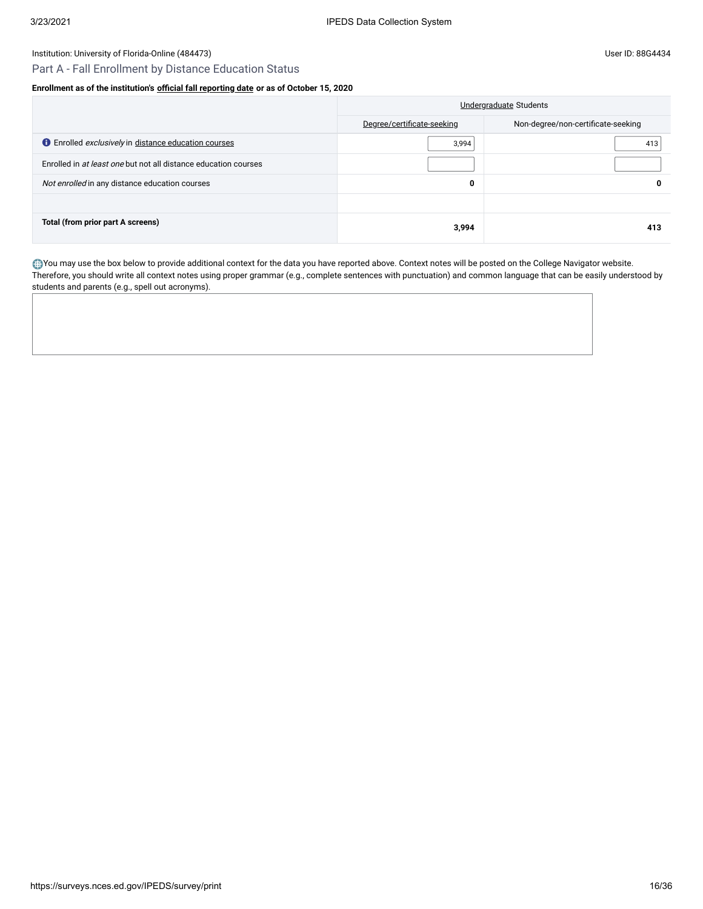Institution: University of Florida-Online (484473)

User ID: 88G4434

## Part A - Fall Enrollment by Distance Education Status

**Enrollment as of the institution's official fall reporting date or as of October 15, 2020**

| | Undergraduate Students | |
|---|---|---|
| | Degree/certificate-seeking | Non-degree/non-certificate-seeking |
| Enrolled *exclusively* in distance education courses | 3,994 | 413 |
| Enrolled in *at least one* but not all distance education courses | | |
| *Not enrolled* in any distance education courses | **0** | **0** |
| | | |
| **Total (from prior part A screens)** | **3,994** | **413** |

You may use the box below to provide additional context for the data you have reported above. Context notes will be posted on the College Navigator website. Therefore, you should write all context notes using proper grammar (e.g., complete sentences with punctuation) and common language that can be easily understood by students and parents (e.g., spell out acronyms).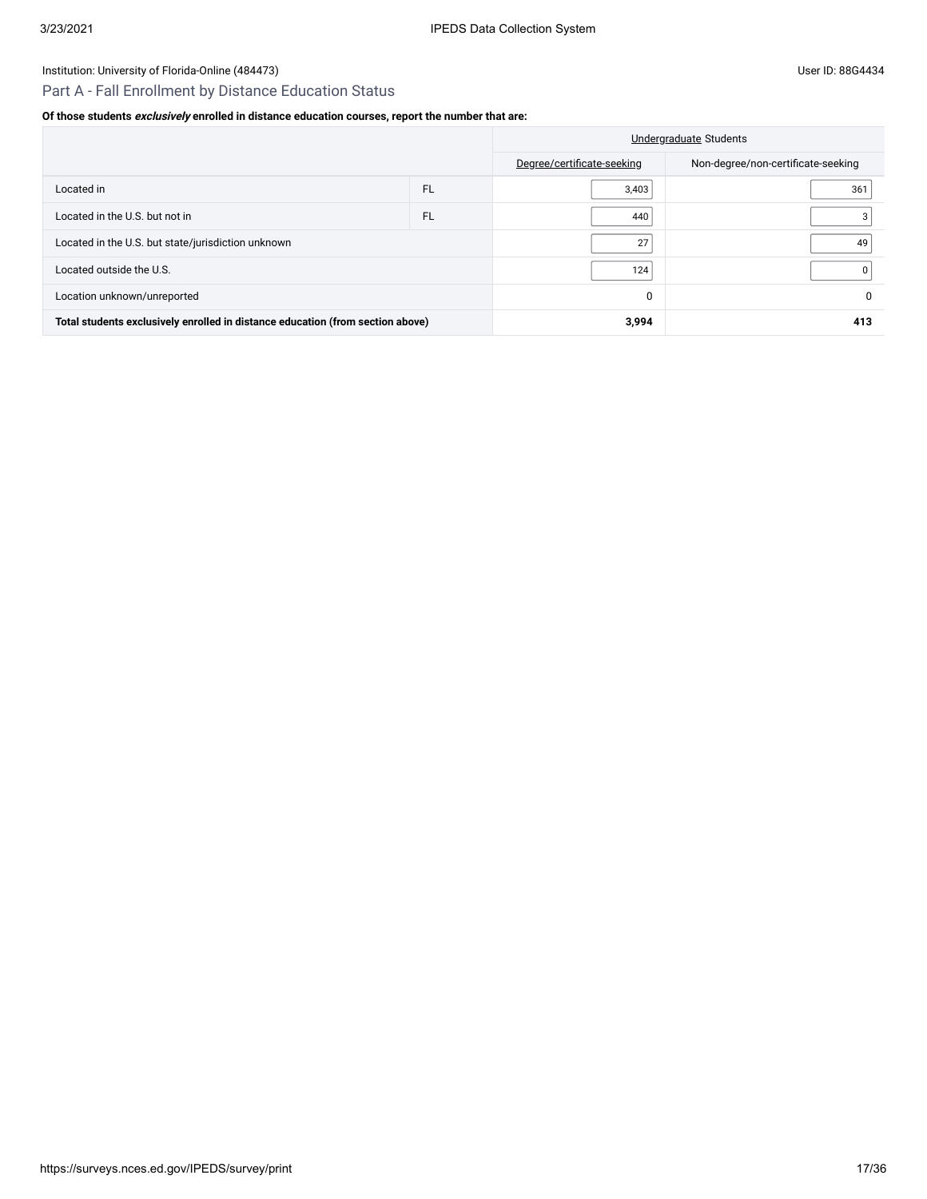Institution: University of Florida-Online (484473)

User ID: 88G4434

## Part A - Fall Enrollment by Distance Education Status

**Of those students *exclusively* enrolled in distance education courses, report the number that are:**

| | | Undergraduate Students | |
|---|---|---|---|
| | | Degree/certificate-seeking | Non-degree/non-certificate-seeking |
| Located in | FL | 3,403 | 361 |
| Located in the U.S. but not in | FL | 440 | 3 |
| Located in the U.S. but state/jurisdiction unknown | | 27 | 49 |
| Located outside the U.S. | | 124 | 0 |
| Location unknown/unreported | | 0 | 0 |
| **Total students exclusively enrolled in distance education (from section above)** | | **3,994** | **413** |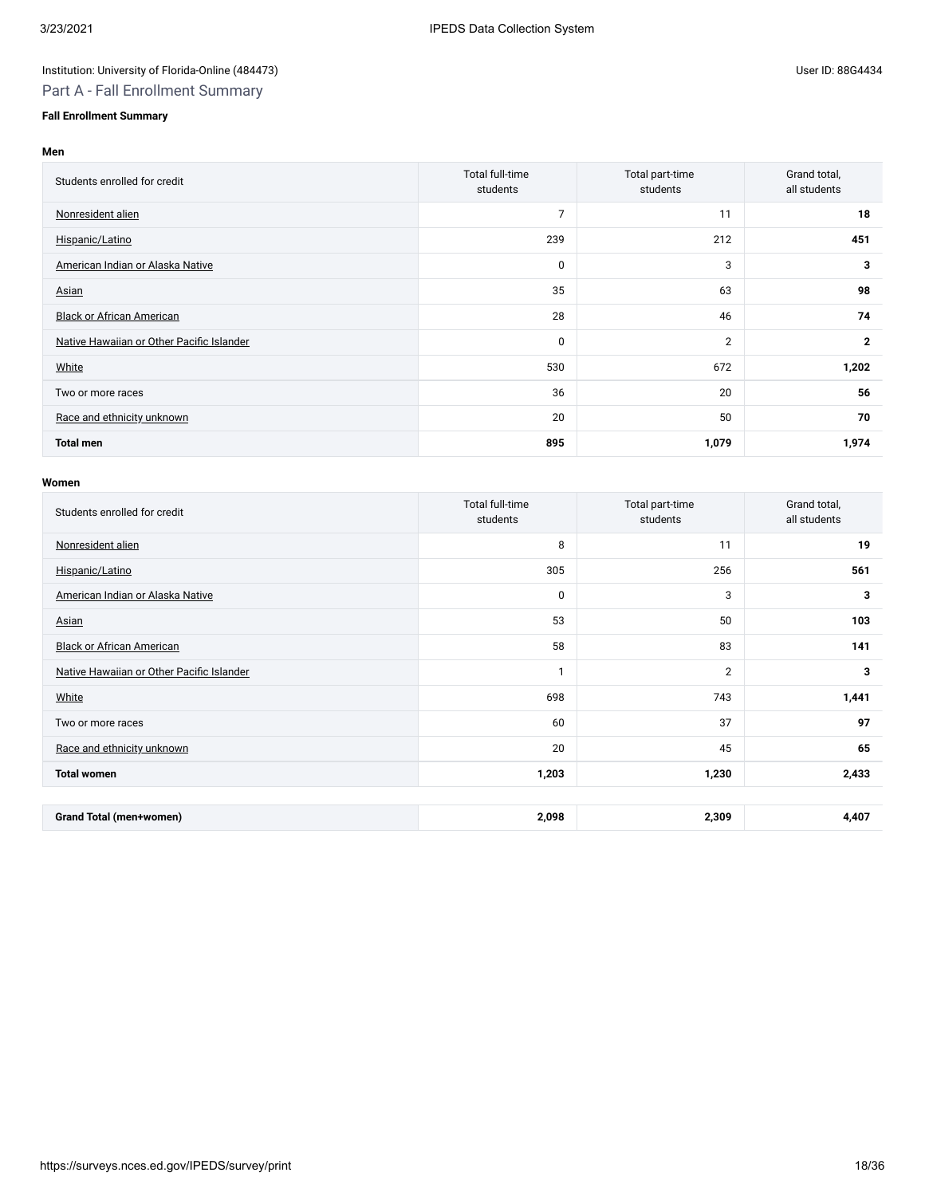Institution: University of Florida-Online (484473)

User ID: 88G4434

## Part A - Fall Enrollment Summary

**Fall Enrollment Summary**

**Men**

| Students enrolled for credit | Total full-time students | Total part-time students | Grand total, all students |
|---|---|---|---|
| Nonresident alien | 7 | 11 | **18** |
| Hispanic/Latino | 239 | 212 | **451** |
| American Indian or Alaska Native | 0 | 3 | **3** |
| Asian | 35 | 63 | **98** |
| Black or African American | 28 | 46 | **74** |
| Native Hawaiian or Other Pacific Islander | 0 | 2 | **2** |
| White | 530 | 672 | **1,202** |
| Two or more races | 36 | 20 | **56** |
| Race and ethnicity unknown | 20 | 50 | **70** |
| **Total men** | **895** | **1,079** | **1,974** |

**Women**

| Students enrolled for credit | Total full-time students | Total part-time students | Grand total, all students |
|---|---|---|---|
| Nonresident alien | 8 | 11 | **19** |
| Hispanic/Latino | 305 | 256 | **561** |
| American Indian or Alaska Native | 0 | 3 | **3** |
| Asian | 53 | 50 | **103** |
| Black or African American | 58 | 83 | **141** |
| Native Hawaiian or Other Pacific Islander | 1 | 2 | **3** |
| White | 698 | 743 | **1,441** |
| Two or more races | 60 | 37 | **97** |
| Race and ethnicity unknown | 20 | 45 | **65** |
| **Total women** | **1,203** | **1,230** | **2,433** |

| | | | |
|---|---|---|---|
| **Grand Total (men+women)** | **2,098** | **2,309** | **4,407** |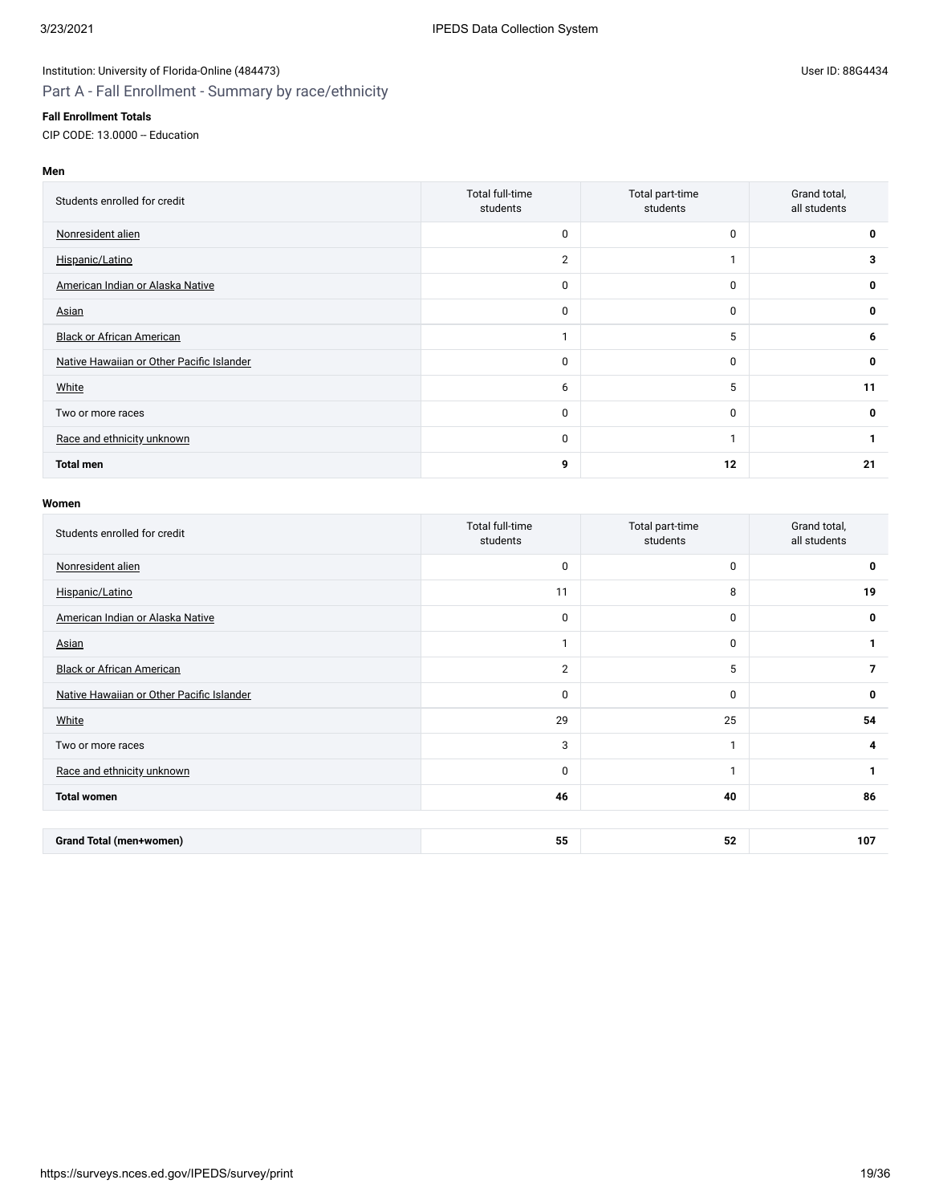Institution: University of Florida-Online (484473)

User ID: 88G4434

## Part A - Fall Enrollment - Summary by race/ethnicity

**Fall Enrollment Totals**

CIP CODE: 13.0000 -- Education

**Men**

| Students enrolled for credit | Total full-time students | Total part-time students | Grand total, all students |
|---|---|---|---|
| Nonresident alien | 0 | 0 | **0** |
| Hispanic/Latino | 2 | 1 | **3** |
| American Indian or Alaska Native | 0 | 0 | **0** |
| Asian | 0 | 0 | **0** |
| Black or African American | 1 | 5 | **6** |
| Native Hawaiian or Other Pacific Islander | 0 | 0 | **0** |
| White | 6 | 5 | **11** |
| Two or more races | 0 | 0 | **0** |
| Race and ethnicity unknown | 0 | 1 | **1** |
| **Total men** | **9** | **12** | **21** |

**Women**

| Students enrolled for credit | Total full-time students | Total part-time students | Grand total, all students |
|---|---|---|---|
| Nonresident alien | 0 | 0 | **0** |
| Hispanic/Latino | 11 | 8 | **19** |
| American Indian or Alaska Native | 0 | 0 | **0** |
| Asian | 1 | 0 | **1** |
| Black or African American | 2 | 5 | **7** |
| Native Hawaiian or Other Pacific Islander | 0 | 0 | **0** |
| White | 29 | 25 | **54** |
| Two or more races | 3 | 1 | **4** |
| Race and ethnicity unknown | 0 | 1 | **1** |
| **Total women** | **46** | **40** | **86** |

| | | | |
|---|---|---|---|
| **Grand Total (men+women)** | **55** | **52** | **107** |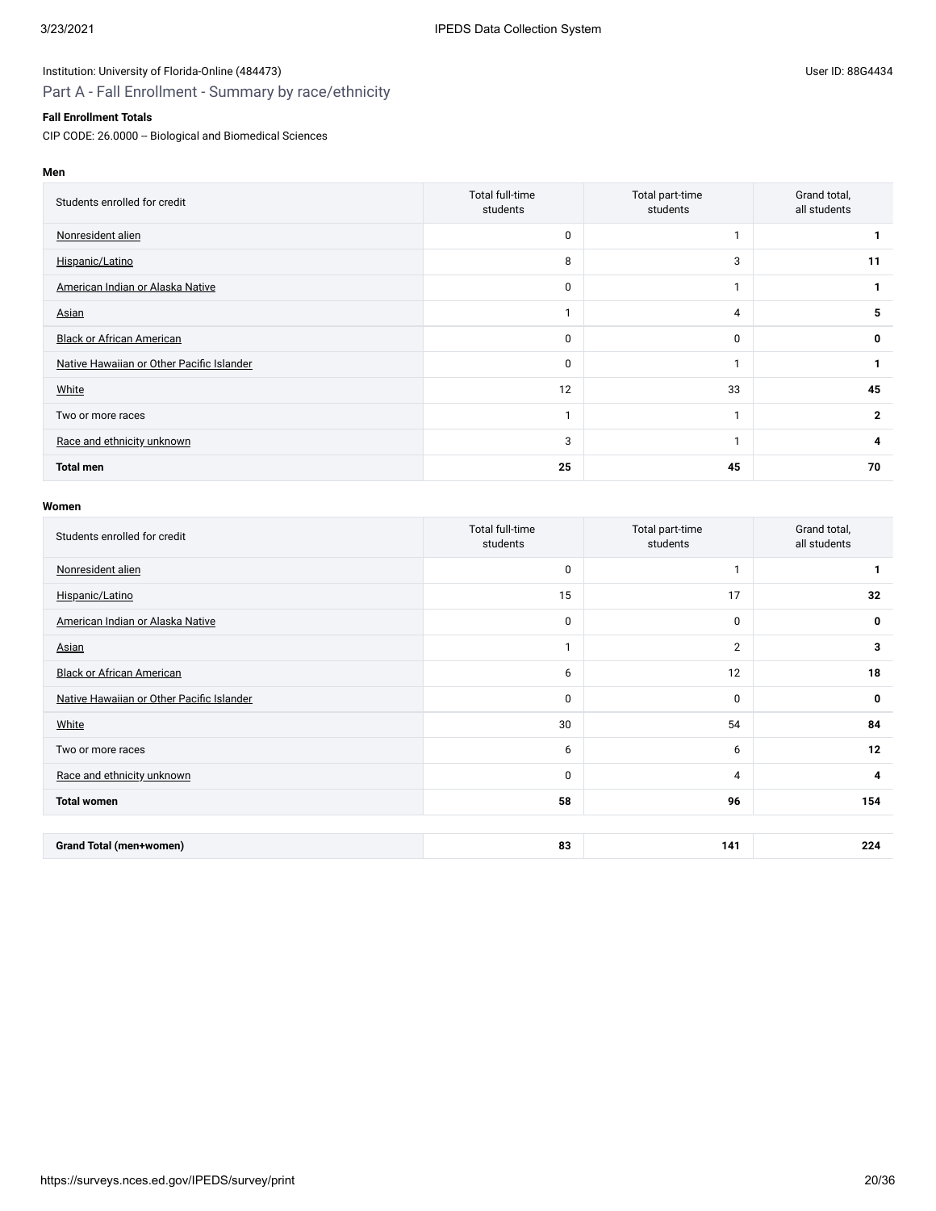Institution: University of Florida-Online (484473)

User ID: 88G4434

## Part A - Fall Enrollment - Summary by race/ethnicity

**Fall Enrollment Totals**

CIP CODE: 26.0000 -- Biological and Biomedical Sciences

**Men**

| Students enrolled for credit | Total full-time students | Total part-time students | Grand total, all students |
|---|---|---|---|
| Nonresident alien | 0 | 1 | **1** |
| Hispanic/Latino | 8 | 3 | **11** |
| American Indian or Alaska Native | 0 | 1 | **1** |
| Asian | 1 | 4 | **5** |
| Black or African American | 0 | 0 | **0** |
| Native Hawaiian or Other Pacific Islander | 0 | 1 | **1** |
| White | 12 | 33 | **45** |
| Two or more races | 1 | 1 | **2** |
| Race and ethnicity unknown | 3 | 1 | **4** |
| **Total men** | **25** | **45** | **70** |

**Women**

| Students enrolled for credit | Total full-time students | Total part-time students | Grand total, all students |
|---|---|---|---|
| Nonresident alien | 0 | 1 | **1** |
| Hispanic/Latino | 15 | 17 | **32** |
| American Indian or Alaska Native | 0 | 0 | **0** |
| Asian | 1 | 2 | **3** |
| Black or African American | 6 | 12 | **18** |
| Native Hawaiian or Other Pacific Islander | 0 | 0 | **0** |
| White | 30 | 54 | **84** |
| Two or more races | 6 | 6 | **12** |
| Race and ethnicity unknown | 0 | 4 | **4** |
| **Total women** | **58** | **96** | **154** |

| | | | |
|---|---|---|---|
| **Grand Total (men+women)** | **83** | **141** | **224** |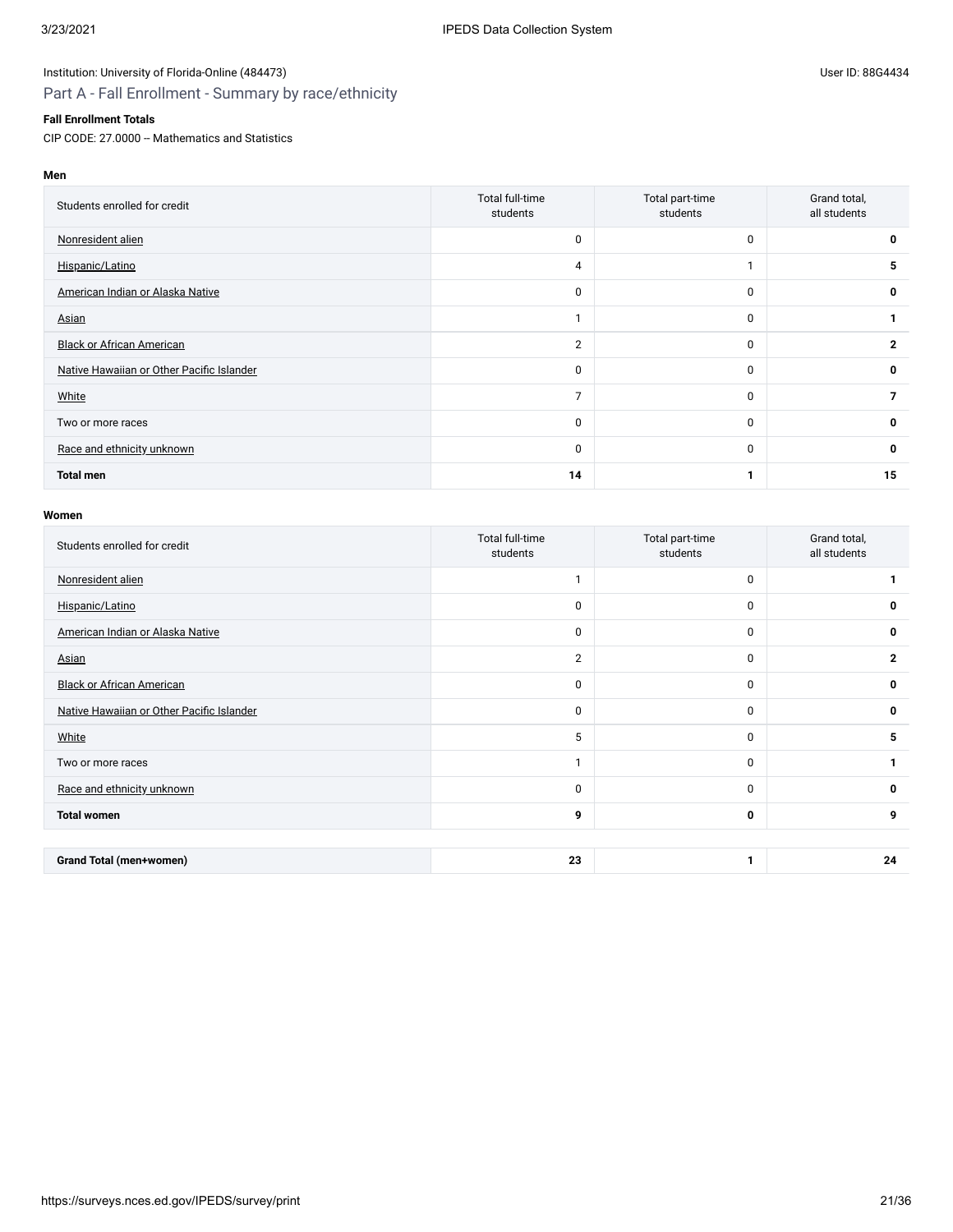Institution: University of Florida-Online (484473)

User ID: 88G4434

## Part A - Fall Enrollment - Summary by race/ethnicity

**Fall Enrollment Totals**

CIP CODE: 27.0000 -- Mathematics and Statistics

**Men**

| Students enrolled for credit | Total full-time students | Total part-time students | Grand total, all students |
|---|---|---|---|
| Nonresident alien | 0 | 0 | **0** |
| Hispanic/Latino | 4 | 1 | **5** |
| American Indian or Alaska Native | 0 | 0 | **0** |
| Asian | 1 | 0 | **1** |
| Black or African American | 2 | 0 | **2** |
| Native Hawaiian or Other Pacific Islander | 0 | 0 | **0** |
| White | 7 | 0 | **7** |
| Two or more races | 0 | 0 | **0** |
| Race and ethnicity unknown | 0 | 0 | **0** |
| **Total men** | **14** | **1** | **15** |

**Women**

| Students enrolled for credit | Total full-time students | Total part-time students | Grand total, all students |
|---|---|---|---|
| Nonresident alien | 1 | 0 | **1** |
| Hispanic/Latino | 0 | 0 | **0** |
| American Indian or Alaska Native | 0 | 0 | **0** |
| Asian | 2 | 0 | **2** |
| Black or African American | 0 | 0 | **0** |
| Native Hawaiian or Other Pacific Islander | 0 | 0 | **0** |
| White | 5 | 0 | **5** |
| Two or more races | 1 | 0 | **1** |
| Race and ethnicity unknown | 0 | 0 | **0** |
| **Total women** | **9** | **0** | **9** |

| | | | |
|---|---|---|---|
| **Grand Total (men+women)** | **23** | **1** | **24** |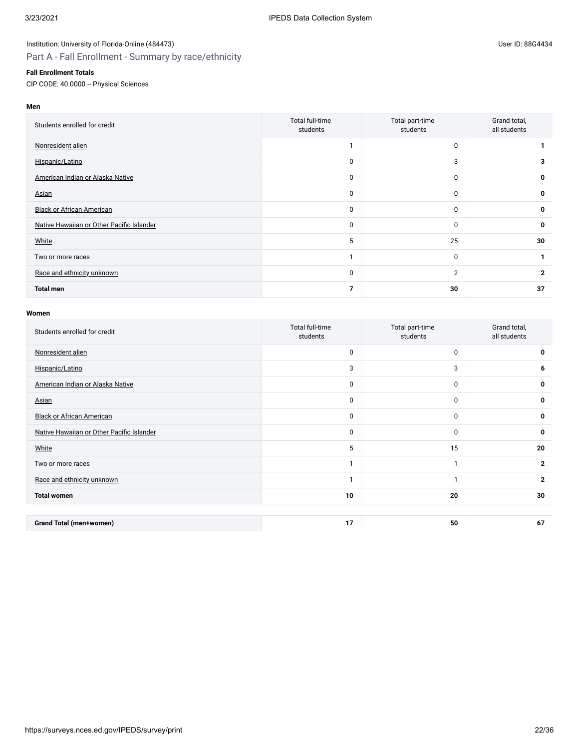Institution: University of Florida-Online (484473)

User ID: 88G4434

## Part A - Fall Enrollment - Summary by race/ethnicity

**Fall Enrollment Totals**

CIP CODE: 40.0000 -- Physical Sciences

**Men**

| Students enrolled for credit | Total full-time students | Total part-time students | Grand total, all students |
|---|---|---|---|
| Nonresident alien | 1 | 0 | **1** |
| Hispanic/Latino | 0 | 3 | **3** |
| American Indian or Alaska Native | 0 | 0 | **0** |
| Asian | 0 | 0 | **0** |
| Black or African American | 0 | 0 | **0** |
| Native Hawaiian or Other Pacific Islander | 0 | 0 | **0** |
| White | 5 | 25 | **30** |
| Two or more races | 1 | 0 | **1** |
| Race and ethnicity unknown | 0 | 2 | **2** |
| **Total men** | **7** | **30** | **37** |

**Women**

| Students enrolled for credit | Total full-time students | Total part-time students | Grand total, all students |
|---|---|---|---|
| Nonresident alien | 0 | 0 | **0** |
| Hispanic/Latino | 3 | 3 | **6** |
| American Indian or Alaska Native | 0 | 0 | **0** |
| Asian | 0 | 0 | **0** |
| Black or African American | 0 | 0 | **0** |
| Native Hawaiian or Other Pacific Islander | 0 | 0 | **0** |
| White | 5 | 15 | **20** |
| Two or more races | 1 | 1 | **2** |
| Race and ethnicity unknown | 1 | 1 | **2** |
| **Total women** | **10** | **20** | **30** |

| | | | |
|---|---|---|---|
| **Grand Total (men+women)** | **17** | **50** | **67** |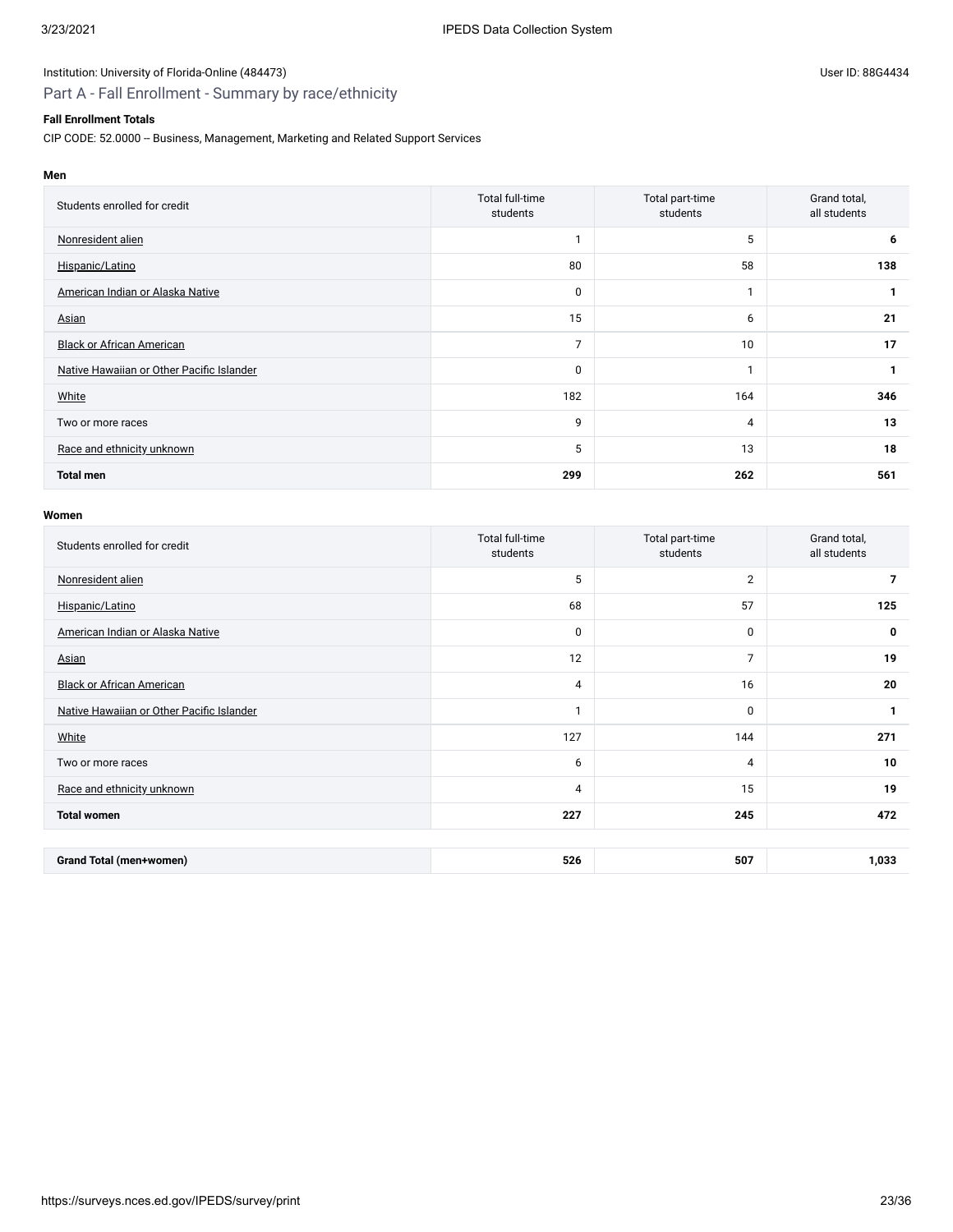Institution: University of Florida-Online (484473)

User ID: 88G4434

## Part A - Fall Enrollment - Summary by race/ethnicity

**Fall Enrollment Totals**

CIP CODE: 52.0000 -- Business, Management, Marketing and Related Support Services

**Men**

| Students enrolled for credit | Total full-time students | Total part-time students | Grand total, all students |
| --- | --- | --- | --- |
| Nonresident alien | 1 | 5 | **6** |
| Hispanic/Latino | 80 | 58 | **138** |
| American Indian or Alaska Native | 0 | 1 | **1** |
| Asian | 15 | 6 | **21** |
| Black or African American | 7 | 10 | **17** |
| Native Hawaiian or Other Pacific Islander | 0 | 1 | **1** |
| White | 182 | 164 | **346** |
| Two or more races | 9 | 4 | **13** |
| Race and ethnicity unknown | 5 | 13 | **18** |
| **Total men** | **299** | **262** | **561** |

**Women**

| Students enrolled for credit | Total full-time students | Total part-time students | Grand total, all students |
| --- | --- | --- | --- |
| Nonresident alien | 5 | 2 | **7** |
| Hispanic/Latino | 68 | 57 | **125** |
| American Indian or Alaska Native | 0 | 0 | **0** |
| Asian | 12 | 7 | **19** |
| Black or African American | 4 | 16 | **20** |
| Native Hawaiian or Other Pacific Islander | 1 | 0 | **1** |
| White | 127 | 144 | **271** |
| Two or more races | 6 | 4 | **10** |
| Race and ethnicity unknown | 4 | 15 | **19** |
| **Total women** | **227** | **245** | **472** |

| | | | |
| --- | --- | --- | --- |
| **Grand Total (men+women)** | **526** | **507** | **1,033** |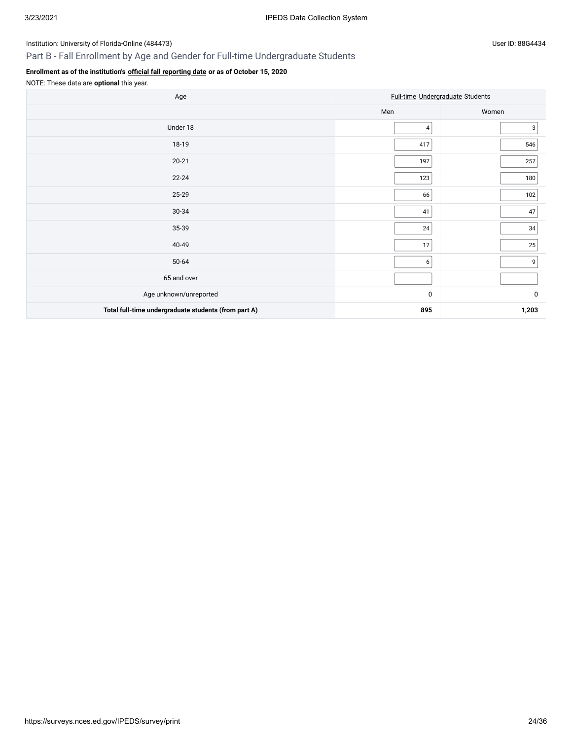Institution: University of Florida-Online (484473)

User ID: 88G4434

## Part B - Fall Enrollment by Age and Gender for Full-time Undergraduate Students

**Enrollment as of the institution's official fall reporting date or as of October 15, 2020**

NOTE: These data are **optional** this year.

| Age | Full-time Undergraduate Students | |
|---|---|---|
| | Men | Women |
| Under 18 | 4 | 3 |
| 18-19 | 417 | 546 |
| 20-21 | 197 | 257 |
| 22-24 | 123 | 180 |
| 25-29 | 66 | 102 |
| 30-34 | 41 | 47 |
| 35-39 | 24 | 34 |
| 40-49 | 17 | 25 |
| 50-64 | 6 | 9 |
| 65 and over | | |
| Age unknown/unreported | 0 | 0 |
| **Total full-time undergraduate students (from part A)** | **895** | **1,203** |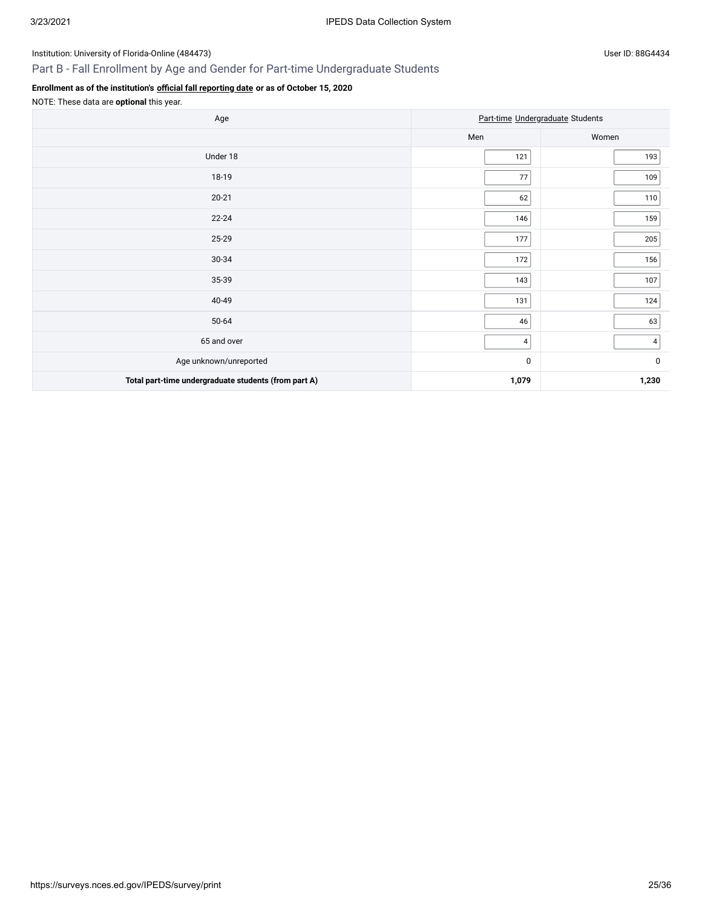Institution: University of Florida-Online (484473)

User ID: 88G4434

## Part B - Fall Enrollment by Age and Gender for Part-time Undergraduate Students

**Enrollment as of the institution's official fall reporting date or as of October 15, 2020**

NOTE: These data are **optional** this year.

| Age | Part-time Undergraduate Students | |
|---|---|---|
| | Men | Women |
| Under 18 | 121 | 193 |
| 18-19 | 77 | 109 |
| 20-21 | 62 | 110 |
| 22-24 | 146 | 159 |
| 25-29 | 177 | 205 |
| 30-34 | 172 | 156 |
| 35-39 | 143 | 107 |
| 40-49 | 131 | 124 |
| 50-64 | 46 | 63 |
| 65 and over | 4 | 4 |
| Age unknown/unreported | 0 | 0 |
| **Total part-time undergraduate students (from part A)** | **1,079** | **1,230** |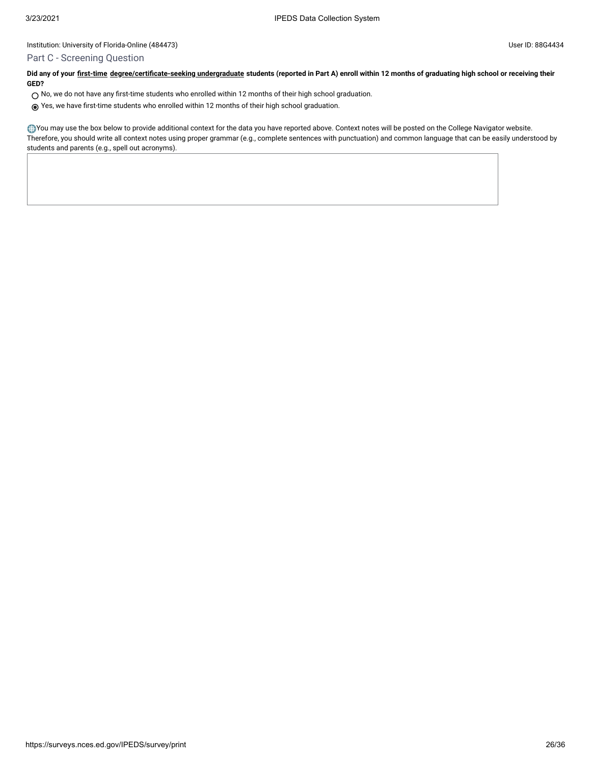Institution: University of Florida-Online (484473)

User ID: 88G4434

## Part C - Screening Question

**Did any of your first-time degree/certificate-seeking undergraduate students (reported in Part A) enroll within 12 months of graduating high school or receiving their GED?**

- ○ No, we do not have any first-time students who enrolled within 12 months of their high school graduation.
- ◉ Yes, we have first-time students who enrolled within 12 months of their high school graduation.

You may use the box below to provide additional context for the data you have reported above. Context notes will be posted on the College Navigator website. Therefore, you should write all context notes using proper grammar (e.g., complete sentences with punctuation) and common language that can be easily understood by students and parents (e.g., spell out acronyms).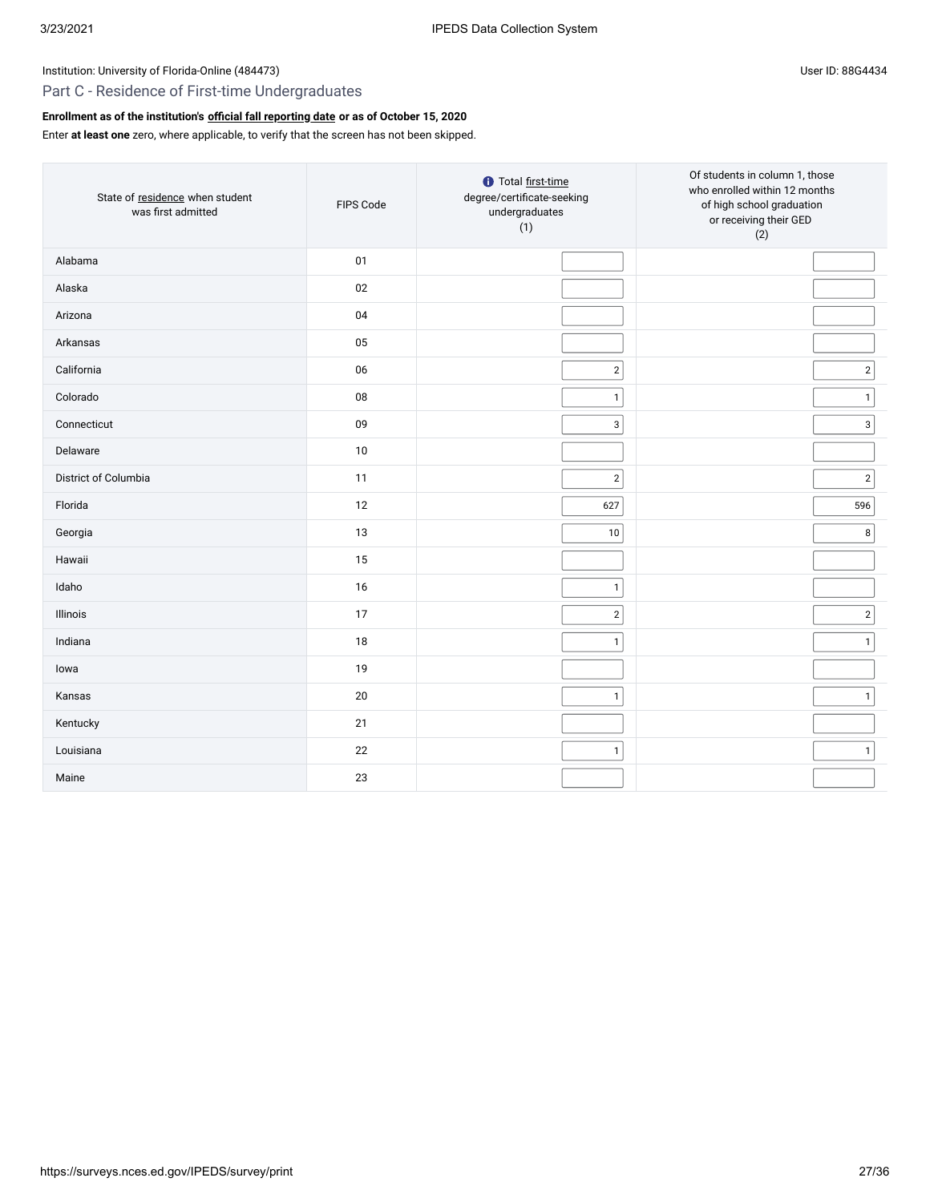Institution: University of Florida-Online (484473)

User ID: 88G4434

## Part C - Residence of First-time Undergraduates

**Enrollment as of the institution's official fall reporting date or as of October 15, 2020**

Enter **at least one** zero, where applicable, to verify that the screen has not been skipped.

| State of residence when student was first admitted | FIPS Code | Total first-time degree/certificate-seeking undergraduates (1) | Of students in column 1, those who enrolled within 12 months of high school graduation or receiving their GED (2) |
|---|---|---|---|
| Alabama | 01 | | |
| Alaska | 02 | | |
| Arizona | 04 | | |
| Arkansas | 05 | | |
| California | 06 | 2 | 2 |
| Colorado | 08 | 1 | 1 |
| Connecticut | 09 | 3 | 3 |
| Delaware | 10 | | |
| District of Columbia | 11 | 2 | 2 |
| Florida | 12 | 627 | 596 |
| Georgia | 13 | 10 | 8 |
| Hawaii | 15 | | |
| Idaho | 16 | 1 | |
| Illinois | 17 | 2 | 2 |
| Indiana | 18 | 1 | 1 |
| Iowa | 19 | | |
| Kansas | 20 | 1 | 1 |
| Kentucky | 21 | | |
| Louisiana | 22 | 1 | 1 |
| Maine | 23 | | |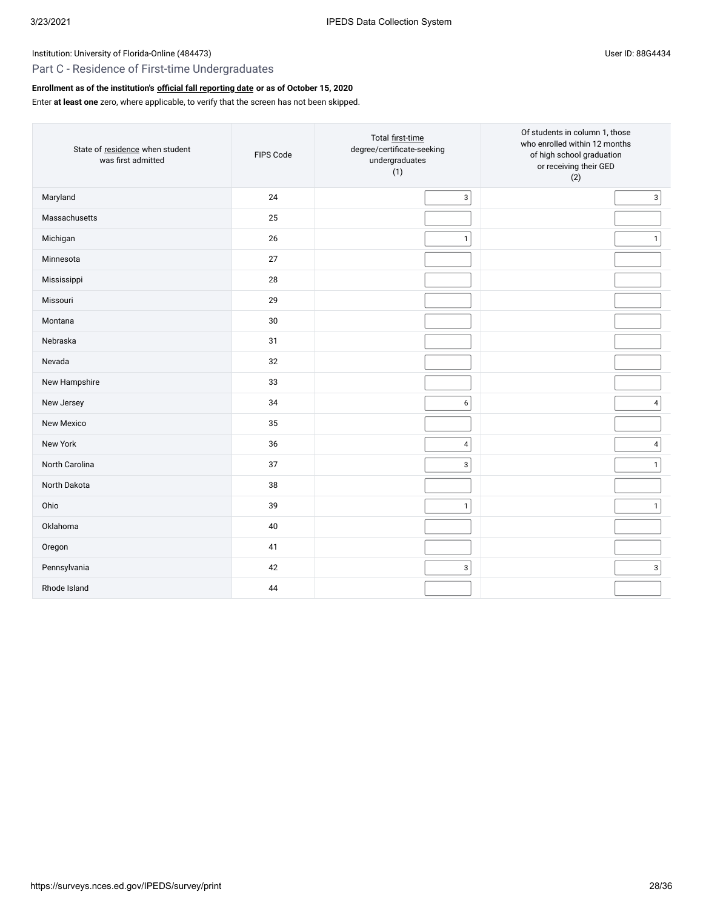Institution: University of Florida-Online (484473)

User ID: 88G4434

## Part C - Residence of First-time Undergraduates

**Enrollment as of the institution's official fall reporting date or as of October 15, 2020**

Enter **at least one** zero, where applicable, to verify that the screen has not been skipped.

| State of residence when student was first admitted | FIPS Code | Total first-time degree/certificate-seeking undergraduates (1) | Of students in column 1, those who enrolled within 12 months of high school graduation or receiving their GED (2) |
|---|---|---|---|
| Maryland | 24 | 3 | 3 |
| Massachusetts | 25 | | |
| Michigan | 26 | 1 | 1 |
| Minnesota | 27 | | |
| Mississippi | 28 | | |
| Missouri | 29 | | |
| Montana | 30 | | |
| Nebraska | 31 | | |
| Nevada | 32 | | |
| New Hampshire | 33 | | |
| New Jersey | 34 | 6 | 4 |
| New Mexico | 35 | | |
| New York | 36 | 4 | 4 |
| North Carolina | 37 | 3 | 1 |
| North Dakota | 38 | | |
| Ohio | 39 | 1 | 1 |
| Oklahoma | 40 | | |
| Oregon | 41 | | |
| Pennsylvania | 42 | 3 | 3 |
| Rhode Island | 44 | | |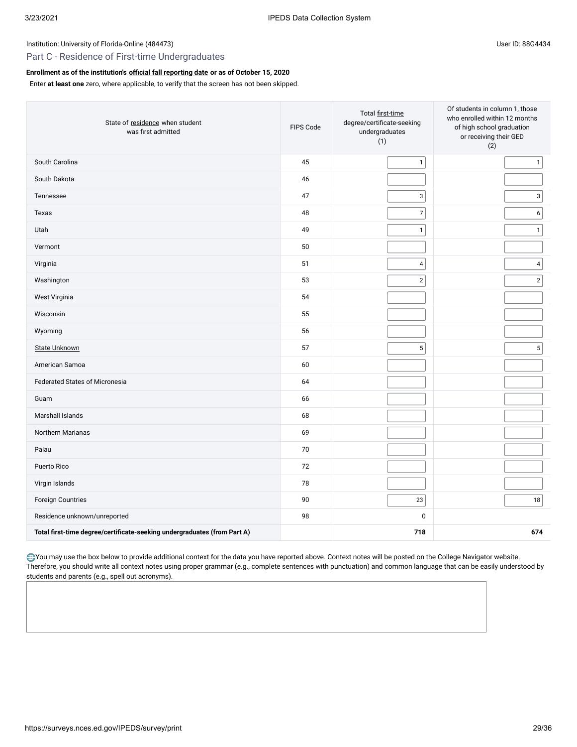Institution: University of Florida-Online (484473)

User ID: 88G4434

## Part C - Residence of First-time Undergraduates

**Enrollment as of the institution's official fall reporting date or as of October 15, 2020**

Enter **at least one** zero, where applicable, to verify that the screen has not been skipped.

| State of residence when student was first admitted | FIPS Code | Total first-time degree/certificate-seeking undergraduates (1) | Of students in column 1, those who enrolled within 12 months of high school graduation or receiving their GED (2) |
|---|---|---|---|
| South Carolina | 45 | 1 | 1 |
| South Dakota | 46 | | |
| Tennessee | 47 | 3 | 3 |
| Texas | 48 | 7 | 6 |
| Utah | 49 | 1 | 1 |
| Vermont | 50 | | |
| Virginia | 51 | 4 | 4 |
| Washington | 53 | 2 | 2 |
| West Virginia | 54 | | |
| Wisconsin | 55 | | |
| Wyoming | 56 | | |
| State Unknown | 57 | 5 | 5 |
| American Samoa | 60 | | |
| Federated States of Micronesia | 64 | | |
| Guam | 66 | | |
| Marshall Islands | 68 | | |
| Northern Marianas | 69 | | |
| Palau | 70 | | |
| Puerto Rico | 72 | | |
| Virgin Islands | 78 | | |
| Foreign Countries | 90 | 23 | 18 |
| Residence unknown/unreported | 98 | 0 | |
| **Total first-time degree/certificate-seeking undergraduates (from Part A)** | | **718** | **674** |

You may use the box below to provide additional context for the data you have reported above. Context notes will be posted on the College Navigator website. Therefore, you should write all context notes using proper grammar (e.g., complete sentences with punctuation) and common language that can be easily understood by students and parents (e.g., spell out acronyms).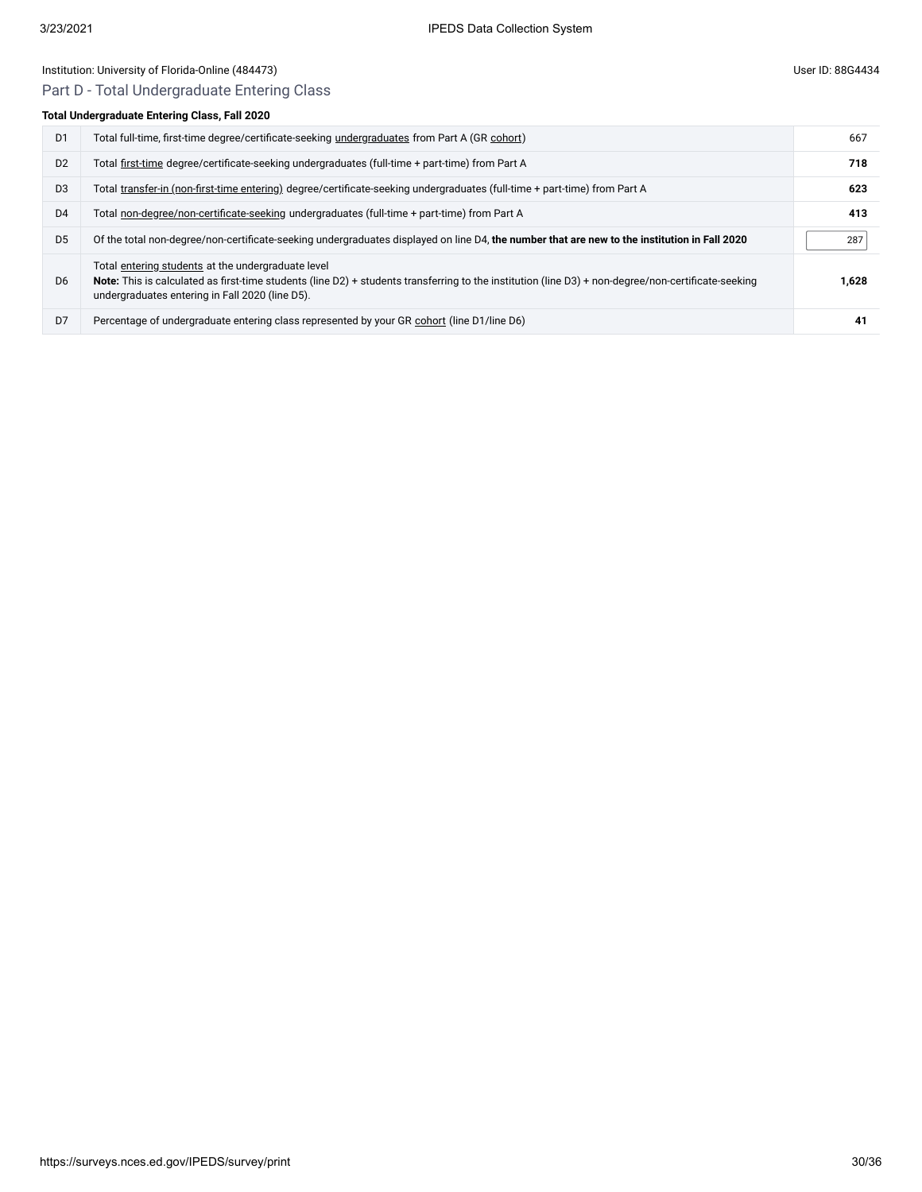Institution: University of Florida-Online (484473)

User ID: 88G4434

## Part D - Total Undergraduate Entering Class

**Total Undergraduate Entering Class, Fall 2020**

| | | |
|---|---|---|
| D1 | Total full-time, first-time degree/certificate-seeking undergraduates from Part A (GR cohort) | 667 |
| D2 | Total first-time degree/certificate-seeking undergraduates (full-time + part-time) from Part A | **718** |
| D3 | Total transfer-in (non-first-time entering) degree/certificate-seeking undergraduates (full-time + part-time) from Part A | **623** |
| D4 | Total non-degree/non-certificate-seeking undergraduates (full-time + part-time) from Part A | **413** |
| D5 | Of the total non-degree/non-certificate-seeking undergraduates displayed on line D4, **the number that are new to the institution in Fall 2020** | 287 |
| D6 | Total entering students at the undergraduate level<br>**Note:** This is calculated as first-time students (line D2) + students transferring to the institution (line D3) + non-degree/non-certificate-seeking undergraduates entering in Fall 2020 (line D5). | **1,628** |
| D7 | Percentage of undergraduate entering class represented by your GR cohort (line D1/line D6) | **41** |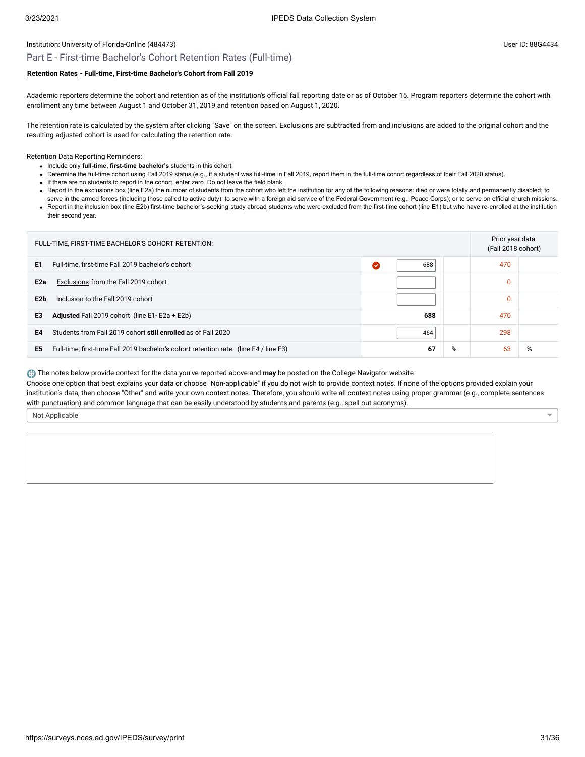Institution: University of Florida-Online (484473)

User ID: 88G4434

## Part E - First-time Bachelor's Cohort Retention Rates (Full-time)

**Retention Rates - Full-time, First-time Bachelor's Cohort from Fall 2019**

Academic reporters determine the cohort and retention as of the institution's official fall reporting date or as of October 15. Program reporters determine the cohort with enrollment any time between August 1 and October 31, 2019 and retention based on August 1, 2020.

The retention rate is calculated by the system after clicking "Save" on the screen. Exclusions are subtracted from and inclusions are added to the original cohort and the resulting adjusted cohort is used for calculating the retention rate.

Retention Data Reporting Reminders:

- Include only **full-time, first-time bachelor's** students in this cohort.
- Determine the full-time cohort using Fall 2019 status (e.g., if a student was full-time in Fall 2019, report them in the full-time cohort regardless of their Fall 2020 status).
- If there are no students to report in the cohort, enter zero. Do not leave the field blank.
- Report in the exclusions box (line E2a) the number of students from the cohort who left the institution for any of the following reasons: died or were totally and permanently disabled; to serve in the armed forces (including those called to active duty); to serve with a foreign aid service of the Federal Government (e.g., Peace Corps); or to serve on official church missions.
- Report in the inclusion box (line E2b) first-time bachelor's-seeking study abroad students who were excluded from the first-time cohort (line E1) but who have re-enrolled at the institution their second year.

| | FULL-TIME, FIRST-TIME BACHELOR'S COHORT RETENTION: | | | Prior year data (Fall 2018 cohort) | |
|---|---|---|---|---|---|
| E1 | Full-time, first-time Fall 2019 bachelor's cohort | 688 | | 470 | |
| E2a | Exclusions from the Fall 2019 cohort | | | 0 | |
| E2b | Inclusion to the Fall 2019 cohort | | | 0 | |
| E3 | **Adjusted** Fall 2019 cohort (line E1- E2a + E2b) | **688** | | 470 | |
| E4 | Students from Fall 2019 cohort **still enrolled** as of Fall 2020 | 464 | | 298 | |
| E5 | Full-time, first-time Fall 2019 bachelor's cohort retention rate (line E4 / line E3) | **67** | % | 63 | % |

The notes below provide context for the data you've reported above and **may** be posted on the College Navigator website.
Choose one option that best explains your data or choose "Non-applicable" if you do not wish to provide context notes. If none of the options provided explain your institution's data, then choose "Other" and write your own context notes. Therefore, you should write all context notes using proper grammar (e.g., complete sentences with punctuation) and common language that can be easily understood by students and parents (e.g., spell out acronyms).

Not Applicable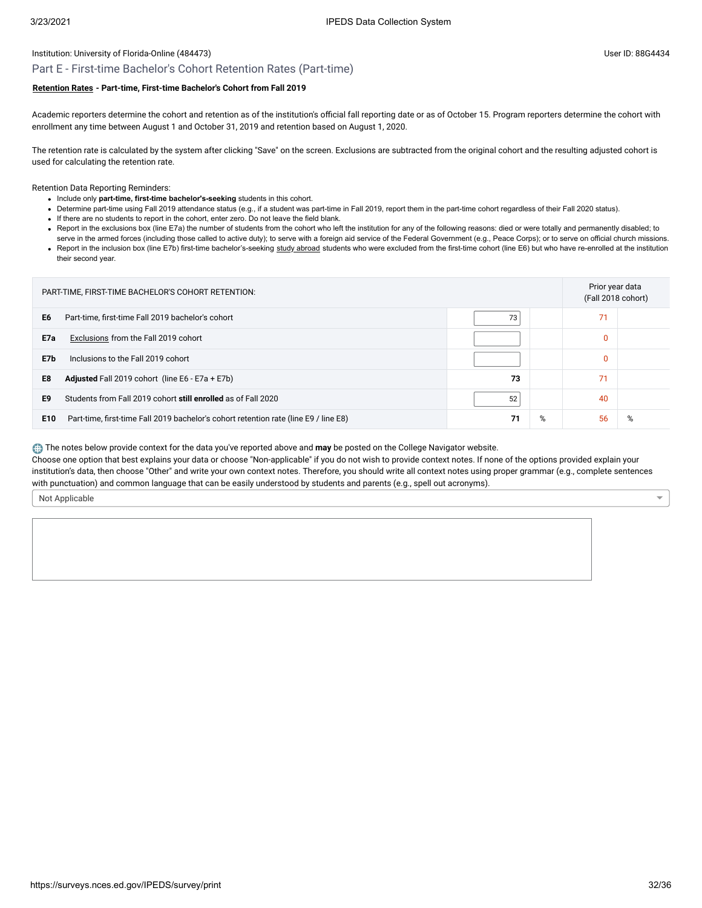Institution: University of Florida-Online (484473)

User ID: 88G4434

## Part E - First-time Bachelor's Cohort Retention Rates (Part-time)

**Retention Rates - Part-time, First-time Bachelor's Cohort from Fall 2019**

Academic reporters determine the cohort and retention as of the institution's official fall reporting date or as of October 15. Program reporters determine the cohort with enrollment any time between August 1 and October 31, 2019 and retention based on August 1, 2020.

The retention rate is calculated by the system after clicking "Save" on the screen. Exclusions are subtracted from the original cohort and the resulting adjusted cohort is used for calculating the retention rate.

Retention Data Reporting Reminders:

- Include only **part-time, first-time bachelor's-seeking** students in this cohort.
- Determine part-time using Fall 2019 attendance status (e.g., if a student was part-time in Fall 2019, report them in the part-time cohort regardless of their Fall 2020 status).
- If there are no students to report in the cohort, enter zero. Do not leave the field blank.
- Report in the exclusions box (line E7a) the number of students from the cohort who left the institution for any of the following reasons: died or were totally and permanently disabled; to serve in the armed forces (including those called to active duty); to serve with a foreign aid service of the Federal Government (e.g., Peace Corps); or to serve on official church missions.
- Report in the inclusion box (line E7b) first-time bachelor's-seeking study abroad students who were excluded from the first-time cohort (line E6) but who have re-enrolled at the institution their second year.

| | PART-TIME, FIRST-TIME BACHELOR'S COHORT RETENTION: | | | Prior year data (Fall 2018 cohort) | |
|---|---|---|---|---|---|
| E6 | Part-time, first-time Fall 2019 bachelor's cohort | 73 | | 71 | |
| E7a | Exclusions from the Fall 2019 cohort | | | 0 | |
| E7b | Inclusions to the Fall 2019 cohort | | | 0 | |
| E8 | **Adjusted** Fall 2019 cohort (line E6 - E7a + E7b) | **73** | | 71 | |
| E9 | Students from Fall 2019 cohort **still enrolled** as of Fall 2020 | 52 | | 40 | |
| E10 | Part-time, first-time Fall 2019 bachelor's cohort retention rate (line E9 / line E8) | **71** | % | 56 | % |

The notes below provide context for the data you've reported above and **may** be posted on the College Navigator website.
Choose one option that best explains your data or choose "Non-applicable" if you do not wish to provide context notes. If none of the options provided explain your institution's data, then choose "Other" and write your own context notes. Therefore, you should write all context notes using proper grammar (e.g., complete sentences with punctuation) and common language that can be easily understood by students and parents (e.g., spell out acronyms).

Not Applicable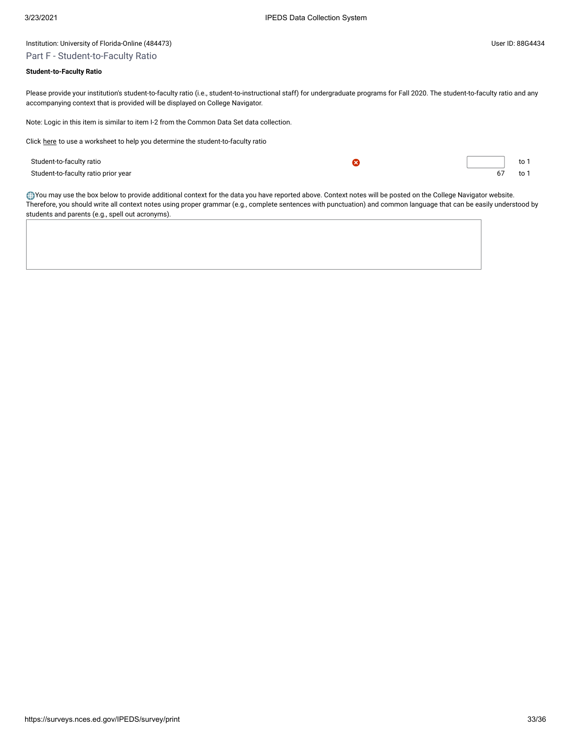Institution: University of Florida-Online (484473)

User ID: 88G4434

## Part F - Student-to-Faculty Ratio

**Student-to-Faculty Ratio**

Please provide your institution's student-to-faculty ratio (i.e., student-to-instructional staff) for undergraduate programs for Fall 2020. The student-to-faculty ratio and any accompanying context that is provided will be displayed on College Navigator.

Note: Logic in this item is similar to item I-2 from the Common Data Set data collection.

Click here to use a worksheet to help you determine the student-to-faculty ratio

| | | |
|---|---|---|
| Student-to-faculty ratio | | to 1 |
| Student-to-faculty ratio prior year | 67 | to 1 |

You may use the box below to provide additional context for the data you have reported above. Context notes will be posted on the College Navigator website. Therefore, you should write all context notes using proper grammar (e.g., complete sentences with punctuation) and common language that can be easily understood by students and parents (e.g., spell out acronyms).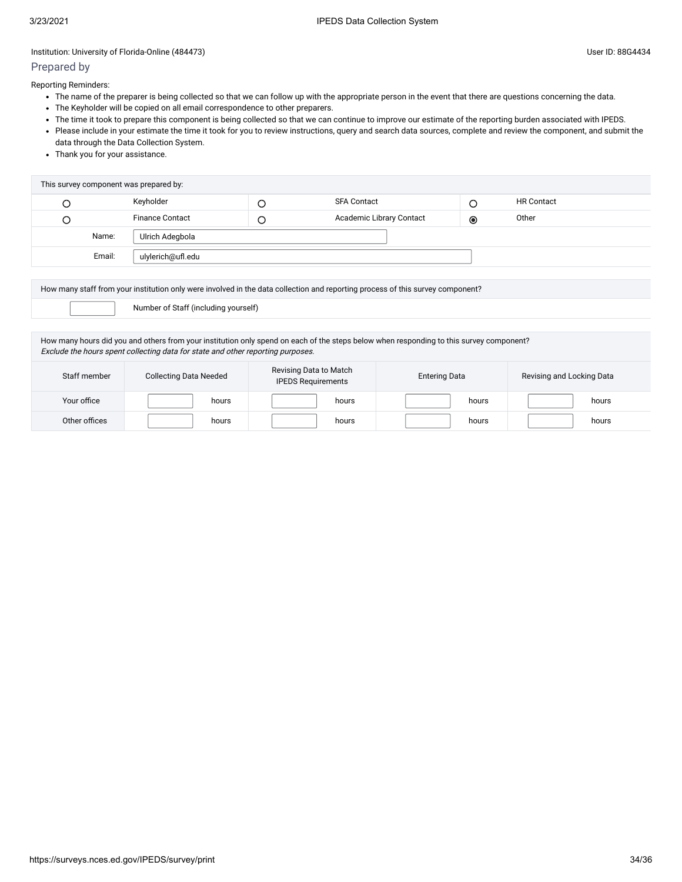Institution: University of Florida-Online (484473)

User ID: 88G4434

## Prepared by

Reporting Reminders:

- The name of the preparer is being collected so that we can follow up with the appropriate person in the event that there are questions concerning the data.
- The Keyholder will be copied on all email correspondence to other preparers.
- The time it took to prepare this component is being collected so that we can continue to improve our estimate of the reporting burden associated with IPEDS.
- Please include in your estimate the time it took for you to review instructions, query and search data sources, complete and review the component, and submit the data through the Data Collection System.
- Thank you for your assistance.

| This survey component was prepared by: | | | | | |
|---|---|---|---|---|---|
| ○ | Keyholder | ○ | SFA Contact | ○ | HR Contact |
| ○ | Finance Contact | ○ | Academic Library Contact | ◉ | Other |
| Name: | Ulrich Adegbola | | | | |
| Email: | ulylerich@ufl.edu | | | | |

| How many staff from your institution only were involved in the data collection and reporting process of this survey component? | |
|---|---|
| | Number of Staff (including yourself) |

How many hours did you and others from your institution only spend on each of the steps below when responding to this survey component?
*Exclude the hours spent collecting data for state and other reporting purposes.*

| Staff member | Collecting Data Needed | Revising Data to Match IPEDS Requirements | Entering Data | Revising and Locking Data |
|---|---|---|---|---|
| Your office | hours | hours | hours | hours |
| Other offices | hours | hours | hours | hours |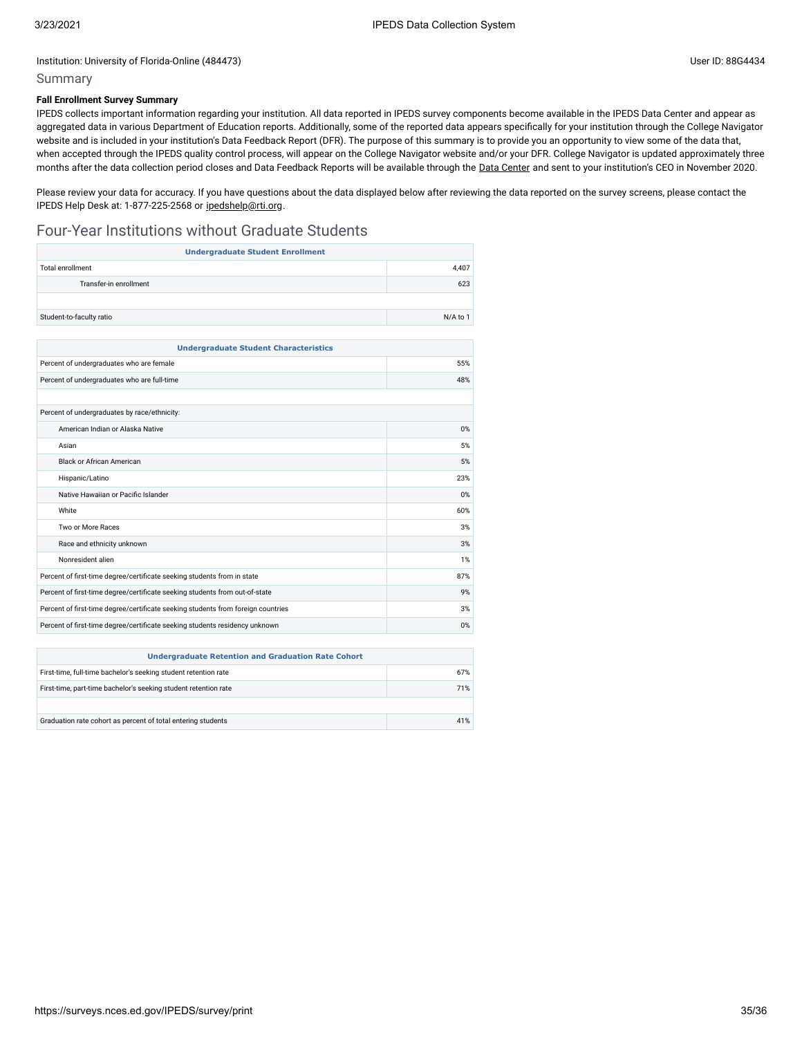Institution: University of Florida-Online (484473)

User ID: 88G4434

## Summary

**Fall Enrollment Survey Summary**

IPEDS collects important information regarding your institution. All data reported in IPEDS survey components become available in the IPEDS Data Center and appear as aggregated data in various Department of Education reports. Additionally, some of the reported data appears specifically for your institution through the College Navigator website and is included in your institution's Data Feedback Report (DFR). The purpose of this summary is to provide you an opportunity to view some of the data that, when accepted through the IPEDS quality control process, will appear on the College Navigator website and/or your DFR. College Navigator is updated approximately three months after the data collection period closes and Data Feedback Reports will be available through the Data Center and sent to your institution's CEO in November 2020.

Please review your data for accuracy. If you have questions about the data displayed below after reviewing the data reported on the survey screens, please contact the IPEDS Help Desk at: 1-877-225-2568 or ipedshelp@rti.org.

## Four-Year Institutions without Graduate Students

| Undergraduate Student Enrollment | |
|---|---|
| Total enrollment | 4,407 |
| Transfer-in enrollment | 623 |
| | |
| Student-to-faculty ratio | N/A to 1 |

| Undergraduate Student Characteristics | |
|---|---|
| Percent of undergraduates who are female | 55% |
| Percent of undergraduates who are full-time | 48% |
| | |
| Percent of undergraduates by race/ethnicity: | |
| American Indian or Alaska Native | 0% |
| Asian | 5% |
| Black or African American | 5% |
| Hispanic/Latino | 23% |
| Native Hawaiian or Pacific Islander | 0% |
| White | 60% |
| Two or More Races | 3% |
| Race and ethnicity unknown | 3% |
| Nonresident alien | 1% |
| Percent of first-time degree/certificate seeking students from in state | 87% |
| Percent of first-time degree/certificate seeking students from out-of-state | 9% |
| Percent of first-time degree/certificate seeking students from foreign countries | 3% |
| Percent of first-time degree/certificate seeking students residency unknown | 0% |

| Undergraduate Retention and Graduation Rate Cohort | |
|---|---|
| First-time, full-time bachelor's seeking student retention rate | 67% |
| First-time, part-time bachelor's seeking student retention rate | 71% |
| | |
| Graduation rate cohort as percent of total entering students | 41% |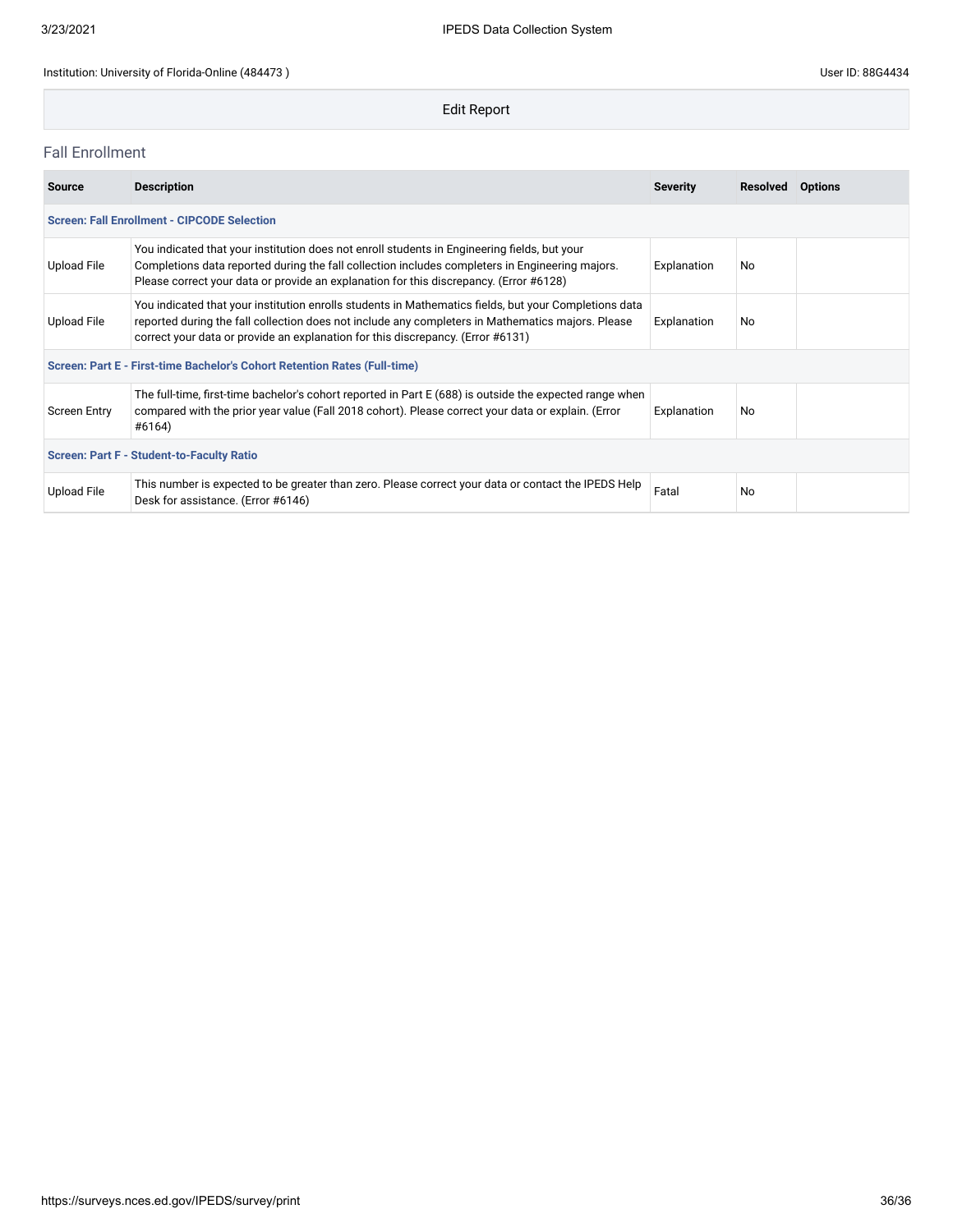Institution: University of Florida-Online (484473 )

User ID: 88G4434

Edit Report

## Fall Enrollment

| Source | Description | Severity | Resolved | Options |
|---|---|---|---|---|
| **Screen: Fall Enrollment - CIPCODE Selection** | | | | |
| Upload File | You indicated that your institution does not enroll students in Engineering fields, but your Completions data reported during the fall collection includes completers in Engineering majors. Please correct your data or provide an explanation for this discrepancy. (Error #6128) | Explanation | No | |
| Upload File | You indicated that your institution enrolls students in Mathematics fields, but your Completions data reported during the fall collection does not include any completers in Mathematics majors. Please correct your data or provide an explanation for this discrepancy. (Error #6131) | Explanation | No | |
| **Screen: Part E - First-time Bachelor's Cohort Retention Rates (Full-time)** | | | | |
| Screen Entry | The full-time, first-time bachelor's cohort reported in Part E (688) is outside the expected range when compared with the prior year value (Fall 2018 cohort). Please correct your data or explain. (Error #6164) | Explanation | No | |
| **Screen: Part F - Student-to-Faculty Ratio** | | | | |
| Upload File | This number is expected to be greater than zero. Please correct your data or contact the IPEDS Help Desk for assistance. (Error #6146) | Fatal | No | |